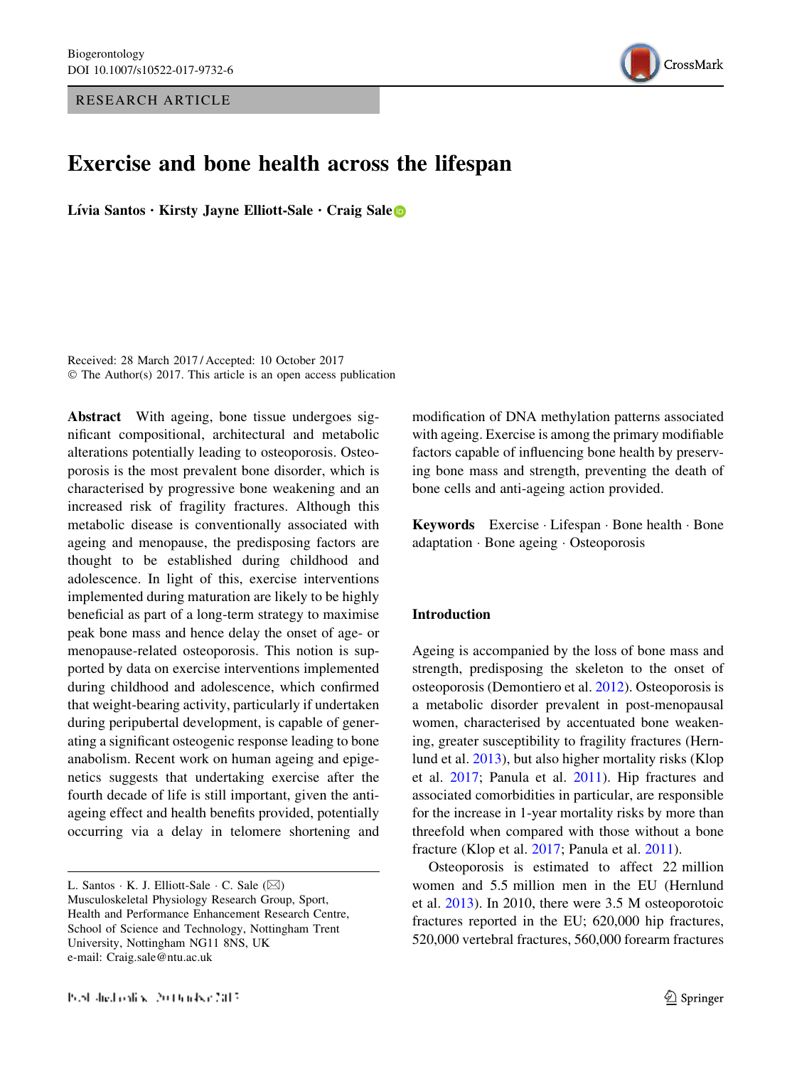Biogerontology
DOI 10.1007/s10522-017-9732-6

RESEARCH ARTICLE

# Exercise and bone health across the lifespan

**Lívia Santos · Kirsty Jayne Elliott-Sale · Craig Sale**

Received: 28 March 2017 / Accepted: 10 October 2017
© The Author(s) 2017. This article is an open access publication

**Abstract** With ageing, bone tissue undergoes significant compositional, architectural and metabolic alterations potentially leading to osteoporosis. Osteoporosis is the most prevalent bone disorder, which is characterised by progressive bone weakening and an increased risk of fragility fractures. Although this metabolic disease is conventionally associated with ageing and menopause, the predisposing factors are thought to be established during childhood and adolescence. In light of this, exercise interventions implemented during maturation are likely to be highly beneficial as part of a long-term strategy to maximise peak bone mass and hence delay the onset of age- or menopause-related osteoporosis. This notion is supported by data on exercise interventions implemented during childhood and adolescence, which confirmed that weight-bearing activity, particularly if undertaken during peripubertal development, is capable of generating a significant osteogenic response leading to bone anabolism. Recent work on human ageing and epigenetics suggests that undertaking exercise after the fourth decade of life is still important, given the anti-ageing effect and health benefits provided, potentially occurring via a delay in telomere shortening and modification of DNA methylation patterns associated with ageing. Exercise is among the primary modifiable factors capable of influencing bone health by preserving bone mass and strength, preventing the death of bone cells and anti-ageing action provided.

**Keywords** Exercise · Lifespan · Bone health · Bone adaptation · Bone ageing · Osteoporosis

L. Santos · K. J. Elliott-Sale · C. Sale (✉)
Musculoskeletal Physiology Research Group, Sport, Health and Performance Enhancement Research Centre, School of Science and Technology, Nottingham Trent University, Nottingham NG11 8NS, UK
e-mail: Craig.sale@ntu.ac.uk

## Introduction

Ageing is accompanied by the loss of bone mass and strength, predisposing the skeleton to the onset of osteoporosis (Demontiero et al. 2012). Osteoporosis is a metabolic disorder prevalent in post-menopausal women, characterised by accentuated bone weakening, greater susceptibility to fragility fractures (Hernlund et al. 2013), but also higher mortality risks (Klop et al. 2017; Panula et al. 2011). Hip fractures and associated comorbidities in particular, are responsible for the increase in 1-year mortality risks by more than threefold when compared with those without a bone fracture (Klop et al. 2017; Panula et al. 2011).

Osteoporosis is estimated to affect 22 million women and 5.5 million men in the EU (Hernlund et al. 2013). In 2010, there were 3.5 M osteoporotoic fractures reported in the EU; 620,000 hip fractures, 520,000 vertebral fractures, 560,000 forearm fractures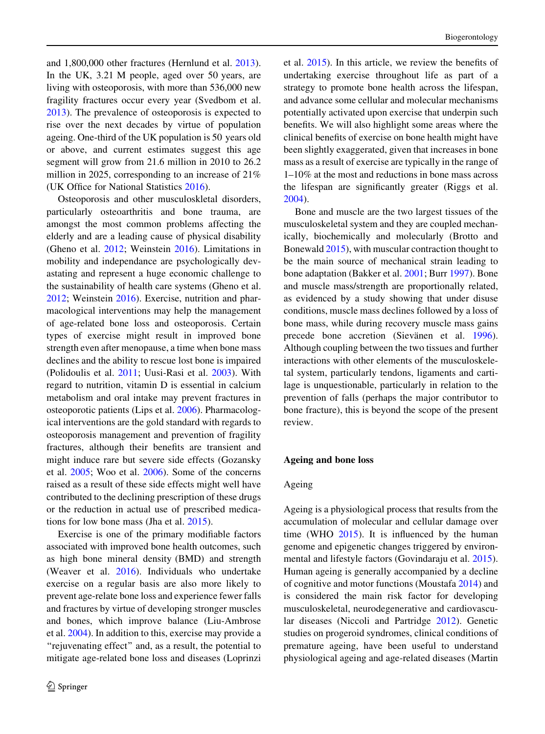and 1,800,000 other fractures (Hernlund et al. 2013). In the UK, 3.21 M people, aged over 50 years, are living with osteoporosis, with more than 536,000 new fragility fractures occur every year (Svedbom et al. 2013). The prevalence of osteoporosis is expected to rise over the next decades by virtue of population ageing. One-third of the UK population is 50 years old or above, and current estimates suggest this age segment will grow from 21.6 million in 2010 to 26.2 million in 2025, corresponding to an increase of 21% (UK Office for National Statistics 2016).

Osteoporosis and other musculoskeletal disorders, particularly osteoarthritis and bone trauma, are amongst the most common problems affecting the elderly and are a leading cause of physical disability (Gheno et al. 2012; Weinstein 2016). Limitations in mobility and independance are psychologically devastating and represent a huge economic challenge to the sustainability of health care systems (Gheno et al. 2012; Weinstein 2016). Exercise, nutrition and pharmacological interventions may help the management of age-related bone loss and osteoporosis. Certain types of exercise might result in improved bone strength even after menopause, a time when bone mass declines and the ability to rescue lost bone is impaired (Polidoulis et al. 2011; Uusi-Rasi et al. 2003). With regard to nutrition, vitamin D is essential in calcium metabolism and oral intake may prevent fractures in osteoporotic patients (Lips et al. 2006). Pharmacological interventions are the gold standard with regards to osteoporosis management and prevention of fragility fractures, although their benefits are transient and might induce rare but severe side effects (Gozansky et al. 2005; Woo et al. 2006). Some of the concerns raised as a result of these side effects might well have contributed to the declining prescription of these drugs or the reduction in actual use of prescribed medications for low bone mass (Jha et al. 2015).

Exercise is one of the primary modifiable factors associated with improved bone health outcomes, such as high bone mineral density (BMD) and strength (Weaver et al. 2016). Individuals who undertake exercise on a regular basis are also more likely to prevent age-relate bone loss and experience fewer falls and fractures by virtue of developing stronger muscles and bones, which improve balance (Liu-Ambrose et al. 2004). In addition to this, exercise may provide a "rejuvenating effect" and, as a result, the potential to mitigate age-related bone loss and diseases (Loprinzi et al. 2015). In this article, we review the benefits of undertaking exercise throughout life as part of a strategy to promote bone health across the lifespan, and advance some cellular and molecular mechanisms potentially activated upon exercise that underpin such benefits. We will also highlight some areas where the clinical benefits of exercise on bone health might have been slightly exaggerated, given that increases in bone mass as a result of exercise are typically in the range of 1–10% at the most and reductions in bone mass across the lifespan are significantly greater (Riggs et al. 2004).

Bone and muscle are the two largest tissues of the musculoskeletal system and they are coupled mechanically, biochemically and molecularly (Brotto and Bonewald 2015), with muscular contraction thought to be the main source of mechanical strain leading to bone adaptation (Bakker et al. 2001; Burr 1997). Bone and muscle mass/strength are proportionally related, as evidenced by a study showing that under disuse conditions, muscle mass declines followed by a loss of bone mass, while during recovery muscle mass gains precede bone accretion (Sievänen et al. 1996). Although coupling between the two tissues and further interactions with other elements of the musculoskeletal system, particularly tendons, ligaments and cartilage is unquestionable, particularly in relation to the prevention of falls (perhaps the major contributor to bone fracture), this is beyond the scope of the present review.

## Ageing and bone loss

### Ageing

Ageing is a physiological process that results from the accumulation of molecular and cellular damage over time (WHO 2015). It is influenced by the human genome and epigenetic changes triggered by environmental and lifestyle factors (Govindaraju et al. 2015). Human ageing is generally accompanied by a decline of cognitive and motor functions (Moustafa 2014) and is considered the main risk factor for developing musculoskeletal, neurodegenerative and cardiovascular diseases (Niccoli and Partridge 2012). Genetic studies on progeroid syndromes, clinical conditions of premature ageing, have been useful to understand physiological ageing and age-related diseases (Martin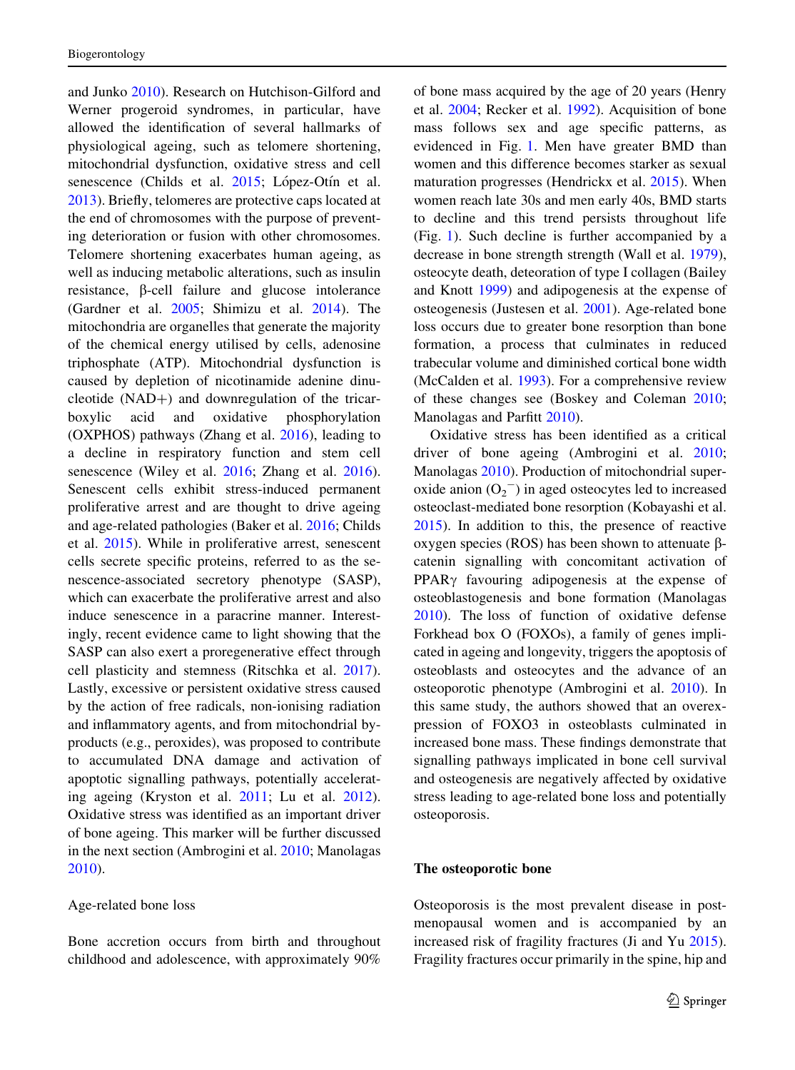and Junko 2010). Research on Hutchison-Gilford and Werner progeroid syndromes, in particular, have allowed the identification of several hallmarks of physiological ageing, such as telomere shortening, mitochondrial dysfunction, oxidative stress and cell senescence (Childs et al. 2015; López-Otín et al. 2013). Briefly, telomeres are protective caps located at the end of chromosomes with the purpose of preventing deterioration or fusion with other chromosomes. Telomere shortening exacerbates human ageing, as well as inducing metabolic alterations, such as insulin resistance, β-cell failure and glucose intolerance (Gardner et al. 2005; Shimizu et al. 2014). The mitochondria are organelles that generate the majority of the chemical energy utilised by cells, adenosine triphosphate (ATP). Mitochondrial dysfunction is caused by depletion of nicotinamide adenine dinucleotide (NAD+) and downregulation of the tricarboxylic acid and oxidative phosphorylation (OXPHOS) pathways (Zhang et al. 2016), leading to a decline in respiratory function and stem cell senescence (Wiley et al. 2016; Zhang et al. 2016). Senescent cells exhibit stress-induced permanent proliferative arrest and are thought to drive ageing and age-related pathologies (Baker et al. 2016; Childs et al. 2015). While in proliferative arrest, senescent cells secrete specific proteins, referred to as the senescence-associated secretory phenotype (SASP), which can exacerbate the proliferative arrest and also induce senescence in a paracrine manner. Interestingly, recent evidence came to light showing that the SASP can also exert a proregenerative effect through cell plasticity and stemness (Ritschka et al. 2017). Lastly, excessive or persistent oxidative stress caused by the action of free radicals, non-ionising radiation and inflammatory agents, and from mitochondrial by-products (e.g., peroxides), was proposed to contribute to accumulated DNA damage and activation of apoptotic signalling pathways, potentially accelerating ageing (Kryston et al. 2011; Lu et al. 2012). Oxidative stress was identified as an important driver of bone ageing. This marker will be further discussed in the next section (Ambrogini et al. 2010; Manolagas 2010).

Age-related bone loss

Bone accretion occurs from birth and throughout childhood and adolescence, with approximately 90% of bone mass acquired by the age of 20 years (Henry et al. 2004; Recker et al. 1992). Acquisition of bone mass follows sex and age specific patterns, as evidenced in Fig. 1. Men have greater BMD than women and this difference becomes starker as sexual maturation progresses (Hendrickx et al. 2015). When women reach late 30s and men early 40s, BMD starts to decline and this trend persists throughout life (Fig. 1). Such decline is further accompanied by a decrease in bone strength strength (Wall et al. 1979), osteocyte death, deteoration of type I collagen (Bailey and Knott 1999) and adipogenesis at the expense of osteogenesis (Justesen et al. 2001). Age-related bone loss occurs due to greater bone resorption than bone formation, a process that culminates in reduced trabecular volume and diminished cortical bone width (McCalden et al. 1993). For a comprehensive review of these changes see (Boskey and Coleman 2010; Manolagas and Parfitt 2010).

Oxidative stress has been identified as a critical driver of bone ageing (Ambrogini et al. 2010; Manolagas 2010). Production of mitochondrial superoxide anion ($O_2^-$) in aged osteocytes led to increased osteoclast-mediated bone resorption (Kobayashi et al. 2015). In addition to this, the presence of reactive oxygen species (ROS) has been shown to attenuate β-catenin signalling with concomitant activation of PPARγ favouring adipogenesis at the expense of osteoblastogenesis and bone formation (Manolagas 2010). The loss of function of oxidative defense Forkhead box O (FOXOs), a family of genes implicated in ageing and longevity, triggers the apoptosis of osteoblasts and osteocytes and the advance of an osteoporotic phenotype (Ambrogini et al. 2010). In this same study, the authors showed that an overexpression of FOXO3 in osteoblasts culminated in increased bone mass. These findings demonstrate that signalling pathways implicated in bone cell survival and osteogenesis are negatively affected by oxidative stress leading to age-related bone loss and potentially osteoporosis.

## The osteoporotic bone

Osteoporosis is the most prevalent disease in post-menopausal women and is accompanied by an increased risk of fragility fractures (Ji and Yu 2015). Fragility fractures occur primarily in the spine, hip and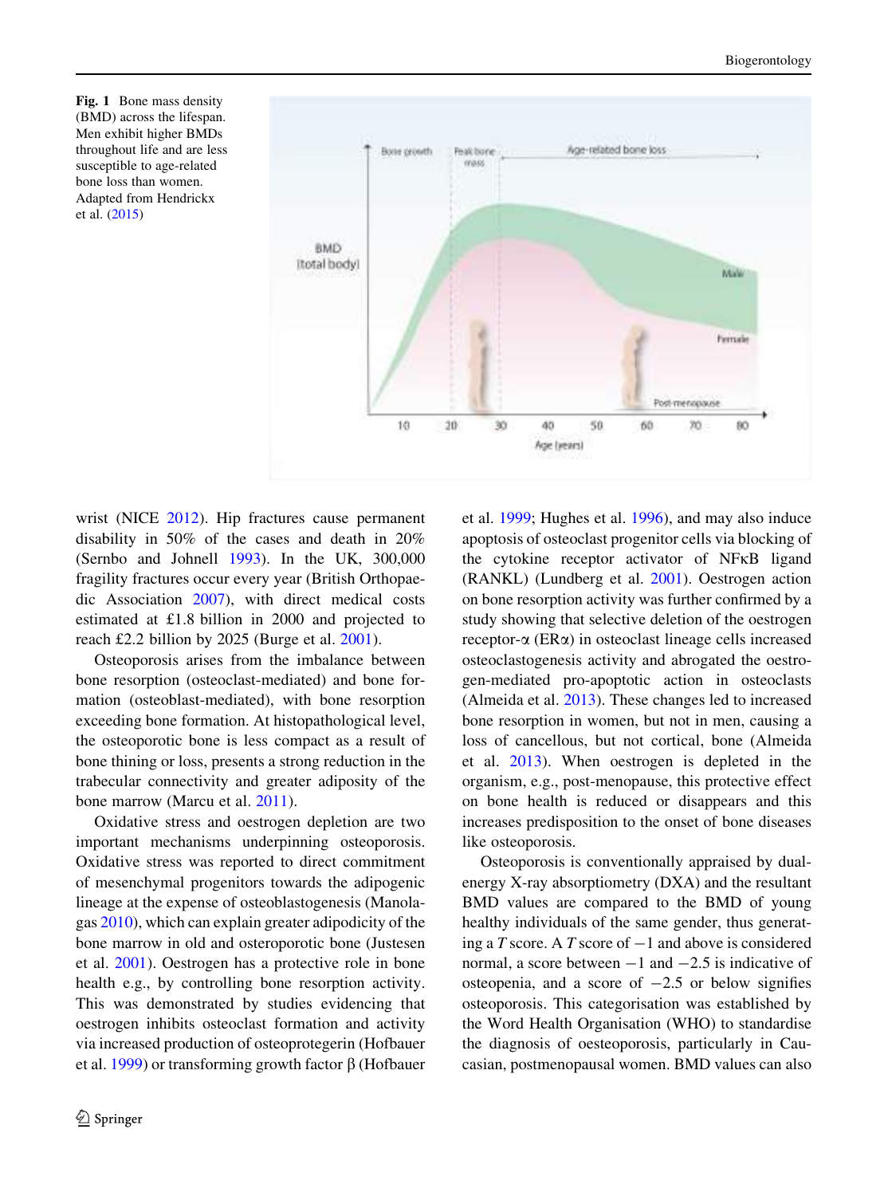Fig. 1 Bone mass density (BMD) across the lifespan. Men exhibit higher BMDs throughout life and are less susceptible to age-related bone loss than women. Adapted from Hendrickx et al. (2015)

wrist (NICE 2012). Hip fractures cause permanent disability in 50% of the cases and death in 20% (Sernbo and Johnell 1993). In the UK, 300,000 fragility fractures occur every year (British Orthopaedic Association 2007), with direct medical costs estimated at £1.8 billion in 2000 and projected to reach £2.2 billion by 2025 (Burge et al. 2001).

Osteoporosis arises from the imbalance between bone resorption (osteoclast-mediated) and bone formation (osteoblast-mediated), with bone resorption exceeding bone formation. At histopathological level, the osteoporotic bone is less compact as a result of bone thinning or loss, presents a strong reduction in the trabecular connectivity and greater adiposity of the bone marrow (Marcu et al. 2011).

Oxidative stress and oestrogen depletion are two important mechanisms underpinning osteoporosis. Oxidative stress was reported to direct commitment of mesenchymal progenitors towards the adipogenic lineage at the expense of osteoblastogenesis (Manolagas 2010), which can explain greater adipodicity of the bone marrow in old and osteoporotic bone (Justesen et al. 2001). Oestrogen has a protective role in bone health e.g., by controlling bone resorption activity. This was demonstrated by studies evidencing that oestrogen inhibits osteoclast formation and activity via increased production of osteoprotegerin (Hofbauer et al. 1999) or transforming growth factor β (Hofbauer et al. 1999; Hughes et al. 1996), and may also induce apoptosis of osteoclast progenitor cells via blocking of the cytokine receptor activator of NFκB ligand (RANKL) (Lundberg et al. 2001). Oestrogen action on bone resorption activity was further confirmed by a study showing that selective deletion of the oestrogen receptor-α (ERα) in osteoclast lineage cells increased osteoclastogenesis activity and abrogated the oestrogen-mediated pro-apoptotic action in osteoclasts (Almeida et al. 2013). These changes led to increased bone resorption in women, but not in men, causing a loss of cancellous, but not cortical, bone (Almeida et al. 2013). When oestrogen is depleted in the organism, e.g., post-menopause, this protective effect on bone health is reduced or disappears and this increases predisposition to the onset of bone diseases like osteoporosis.

Osteoporosis is conventionally appraised by dual-energy X-ray absorptiometry (DXA) and the resultant BMD values are compared to the BMD of young healthy individuals of the same gender, thus generating a *T* score. A *T* score of −1 and above is considered normal, a score between −1 and −2.5 is indicative of osteopenia, and a score of −2.5 or below signifies osteoporosis. This categorisation was established by the Word Health Organisation (WHO) to standardise the diagnosis of oesteoporosis, particularly in Caucasian, postmenopausal women. BMD values can also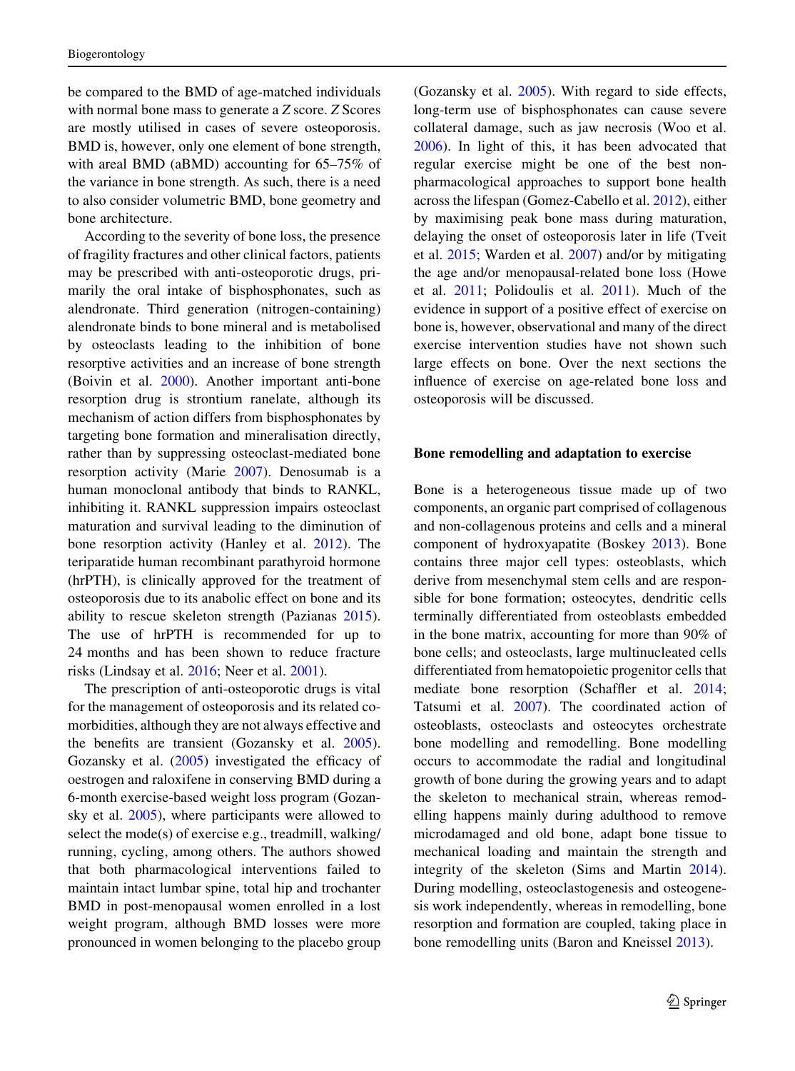be compared to the BMD of age-matched individuals with normal bone mass to generate a *Z* score. *Z* Scores are mostly utilised in cases of severe osteoporosis. BMD is, however, only one element of bone strength, with areal BMD (aBMD) accounting for 65–75% of the variance in bone strength. As such, there is a need to also consider volumetric BMD, bone geometry and bone architecture.

According to the severity of bone loss, the presence of fragility fractures and other clinical factors, patients may be prescribed with anti-osteoporotic drugs, primarily the oral intake of bisphosphonates, such as alendronate. Third generation (nitrogen-containing) alendronate binds to bone mineral and is metabolised by osteoclasts leading to the inhibition of bone resorptive activities and an increase of bone strength (Boivin et al. 2000). Another important anti-bone resorption drug is strontium ranelate, although its mechanism of action differs from bisphosphonates by targeting bone formation and mineralisation directly, rather than by suppressing osteoclast-mediated bone resorption activity (Marie 2007). Denosumab is a human monoclonal antibody that binds to RANKL, inhibiting it. RANKL suppression impairs osteoclast maturation and survival leading to the diminution of bone resorption activity (Hanley et al. 2012). The teriparatide human recombinant parathyroid hormone (hrPTH), is clinically approved for the treatment of osteoporosis due to its anabolic effect on bone and its ability to rescue skeleton strength (Pazianas 2015). The use of hrPTH is recommended for up to 24 months and has been shown to reduce fracture risks (Lindsay et al. 2016; Neer et al. 2001).

The prescription of anti-osteoporotic drugs is vital for the management of osteoporosis and its related co-morbidities, although they are not always effective and the benefits are transient (Gozansky et al. 2005). Gozansky et al. (2005) investigated the efficacy of oestrogen and raloxifene in conserving BMD during a 6-month exercise-based weight loss program (Gozansky et al. 2005), where participants were allowed to select the mode(s) of exercise e.g., treadmill, walking/running, cycling, among others. The authors showed that both pharmacological interventions failed to maintain intact lumbar spine, total hip and trochanter BMD in post-menopausal women enrolled in a lost weight program, although BMD losses were more pronounced in women belonging to the placebo group (Gozansky et al. 2005). With regard to side effects, long-term use of bisphosphonates can cause severe collateral damage, such as jaw necrosis (Woo et al. 2006). In light of this, it has been advocated that regular exercise might be one of the best non-pharmacological approaches to support bone health across the lifespan (Gomez-Cabello et al. 2012), either by maximising peak bone mass during maturation, delaying the onset of osteoporosis later in life (Tveit et al. 2015; Warden et al. 2007) and/or by mitigating the age and/or menopausal-related bone loss (Howe et al. 2011; Polidoulis et al. 2011). Much of the evidence in support of a positive effect of exercise on bone is, however, observational and many of the direct exercise intervention studies have not shown such large effects on bone. Over the next sections the influence of exercise on age-related bone loss and osteoporosis will be discussed.

## Bone remodelling and adaptation to exercise

Bone is a heterogeneous tissue made up of two components, an organic part comprised of collagenous and non-collagenous proteins and cells and a mineral component of hydroxyapatite (Boskey 2013). Bone contains three major cell types: osteoblasts, which derive from mesenchymal stem cells and are responsible for bone formation; osteocytes, dendritic cells terminally differentiated from osteoblasts embedded in the bone matrix, accounting for more than 90% of bone cells; and osteoclasts, large multinucleated cells differentiated from hematopoietic progenitor cells that mediate bone resorption (Schaffler et al. 2014; Tatsumi et al. 2007). The coordinated action of osteoblasts, osteoclasts and osteocytes orchestrate bone modelling and remodelling. Bone modelling occurs to accommodate the radial and longitudinal growth of bone during the growing years and to adapt the skeleton to mechanical strain, whereas remodelling happens mainly during adulthood to remove microdamaged and old bone, adapt bone tissue to mechanical loading and maintain the strength and integrity of the skeleton (Sims and Martin 2014). During modelling, osteoclastogenesis and osteogenesis work independently, whereas in remodelling, bone resorption and formation are coupled, taking place in bone remodelling units (Baron and Kneissel 2013).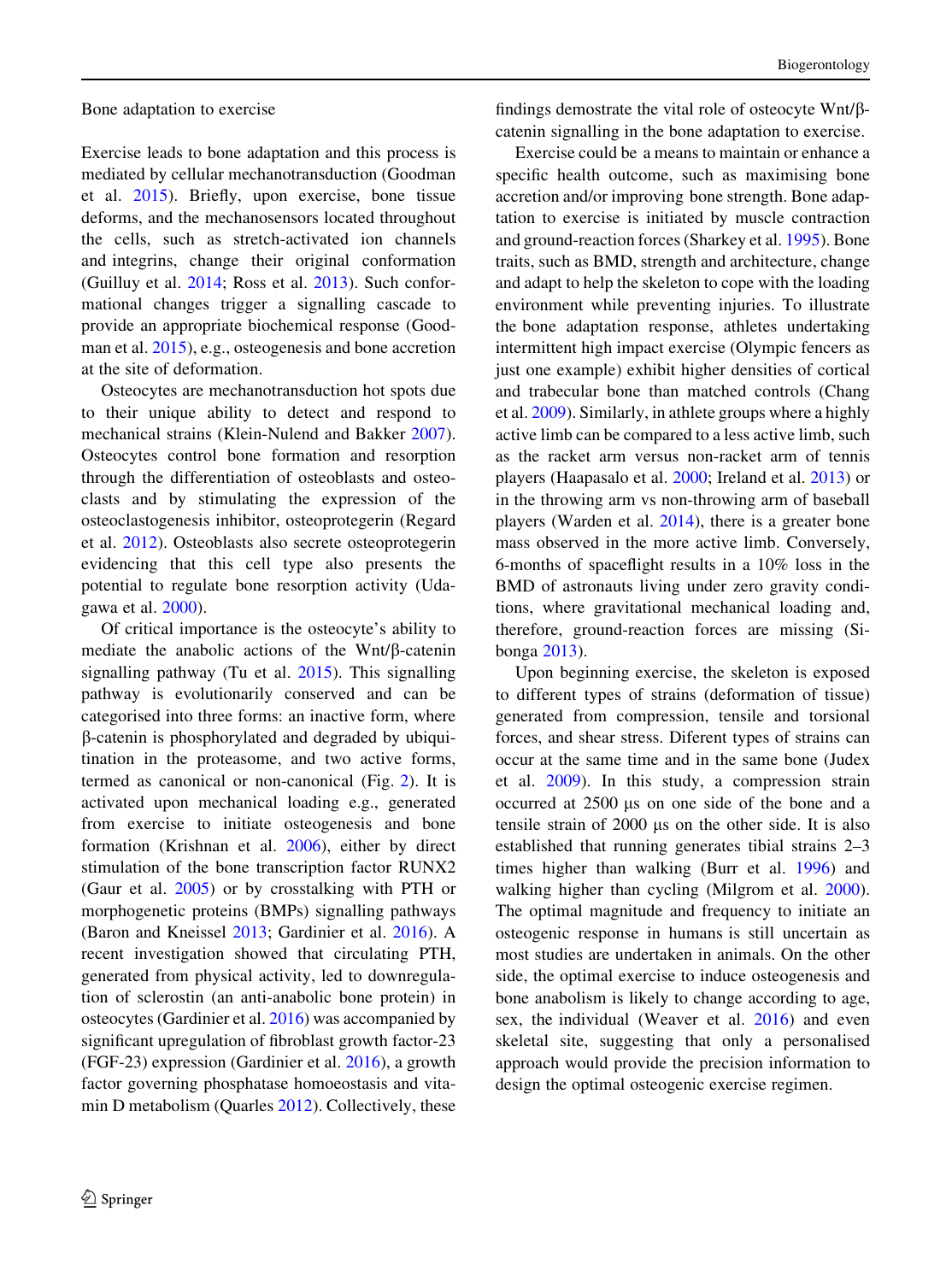## Bone adaptation to exercise

Exercise leads to bone adaptation and this process is mediated by cellular mechanotransduction (Goodman et al. 2015). Briefly, upon exercise, bone tissue deforms, and the mechanosensors located throughout the cells, such as stretch-activated ion channels and integrins, change their original conformation (Guilluy et al. 2014; Ross et al. 2013). Such conformational changes trigger a signalling cascade to provide an appropriate biochemical response (Goodman et al. 2015), e.g., osteogenesis and bone accretion at the site of deformation.

Osteocytes are mechanotransduction hot spots due to their unique ability to detect and respond to mechanical strains (Klein-Nulend and Bakker 2007). Osteocytes control bone formation and resorption through the differentiation of osteoblasts and osteoclasts and by stimulating the expression of the osteoclastogenesis inhibitor, osteoprotegerin (Regard et al. 2012). Osteoblasts also secrete osteoprotegerin evidencing that this cell type also presents the potential to regulate bone resorption activity (Udagawa et al. 2000).

Of critical importance is the osteocyte's ability to mediate the anabolic actions of the Wnt/β-catenin signalling pathway (Tu et al. 2015). This signalling pathway is evolutionarily conserved and can be categorised into three forms: an inactive form, where β-catenin is phosphorylated and degraded by ubiquitination in the proteasome, and two active forms, termed as canonical or non-canonical (Fig. 2). It is activated upon mechanical loading e.g., generated from exercise to initiate osteogenesis and bone formation (Krishnan et al. 2006), either by direct stimulation of the bone transcription factor RUNX2 (Gaur et al. 2005) or by crosstalking with PTH or morphogenetic proteins (BMPs) signalling pathways (Baron and Kneissel 2013; Gardiner et al. 2016). A recent investigation showed that circulating PTH, generated from physical activity, led to downregulation of sclerostin (an anti-anabolic bone protein) in osteocytes (Gardiner et al. 2016) was accompanied by significant upregulation of fibroblast growth factor-23 (FGF-23) expression (Gardiner et al. 2016), a growth factor governing phosphatase homoeostasis and vitamin D metabolism (Quarles 2012). Collectively, these findings demostrate the vital role of osteocyte Wnt/β-catenin signalling in the bone adaptation to exercise.

Exercise could be a means to maintain or enhance a specific health outcome, such as maximising bone accretion and/or improving bone strength. Bone adaptation to exercise is initiated by muscle contraction and ground-reaction forces (Sharkey et al. 1995). Bone traits, such as BMD, strength and architecture, change and adapt to help the skeleton to cope with the loading environment while preventing injuries. To illustrate the bone adaptation response, athletes undertaking intermittent high impact exercise (Olympic fencers as just one example) exhibit higher densities of cortical and trabecular bone than matched controls (Chang et al. 2009). Similarly, in athlete groups where a highly active limb can be compared to a less active limb, such as the racket arm versus non-racket arm of tennis players (Haapasalo et al. 2000; Ireland et al. 2013) or in the throwing arm vs non-throwing arm of baseball players (Warden et al. 2014), there is a greater bone mass observed in the more active limb. Conversely, 6-months of spaceflight results in a 10% loss in the BMD of astronauts living under zero gravity conditions, where gravitational mechanical loading and, therefore, ground-reaction forces are missing (Sibonga 2013).

Upon beginning exercise, the skeleton is exposed to different types of strains (deformation of tissue) generated from compression, tensile and torsional forces, and shear stress. Diferent types of strains can occur at the same time and in the same bone (Judex et al. 2009). In this study, a compression strain occurred at 2500 μs on one side of the bone and a tensile strain of 2000 μs on the other side. It is also established that running generates tibial strains 2–3 times higher than walking (Burr et al. 1996) and walking higher than cycling (Milgrom et al. 2000). The optimal magnitude and frequency to initiate an osteogenic response in humans is still uncertain as most studies are undertaken in animals. On the other side, the optimal exercise to induce osteogenesis and bone anabolism is likely to change according to age, sex, the individual (Weaver et al. 2016) and even skeletal site, suggesting that only a personalised approach would provide the precision information to design the optimal osteogenic exercise regimen.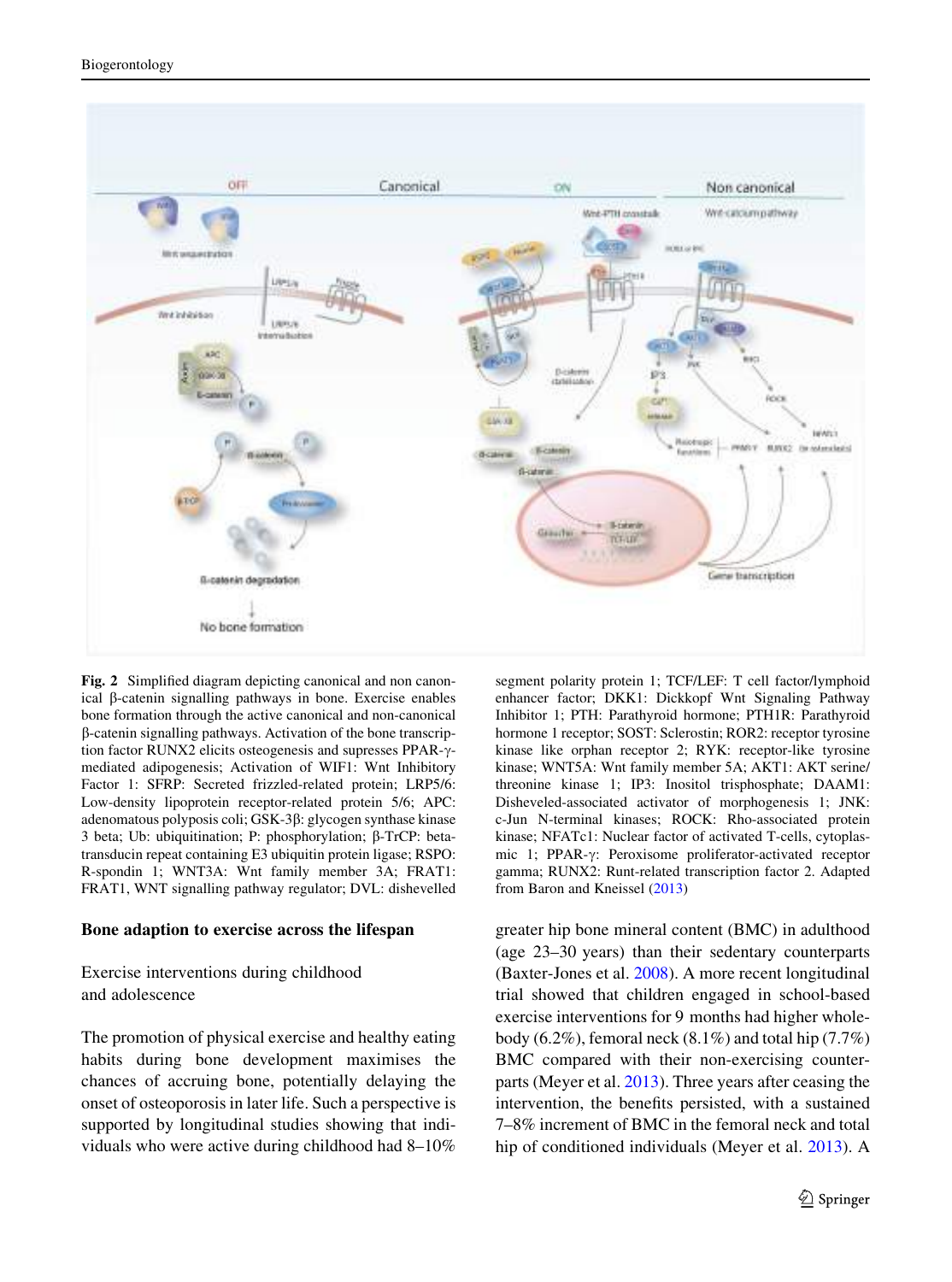**Fig. 2** Simplified diagram depicting canonical and non canonical β-catenin signalling pathways in bone. Exercise enables bone formation through the active canonical and non-canonical β-catenin signalling pathways. Activation of the bone transcription factor RUNX2 elicits osteogenesis and supresses PPAR-γ-mediated adipogenesis; Activation of WIF1: Wnt Inhibitory Factor 1: SFRP: Secreted frizzled-related protein; LRP5/6: Low-density lipoprotein receptor-related protein 5/6; APC: adenomatous polyposis coli; GSK-3β: glycogen synthase kinase 3 beta; Ub: ubiquitination; P: phosphorylation; β-TrCP: beta-transducin repeat containing E3 ubiquitin protein ligase; RSPO: R-spondin 1; WNT3A: Wnt family member 3A; FRAT1: FRAT1, WNT signalling pathway regulator; DVL: dishevelled segment polarity protein 1; TCF/LEF: T cell factor/lymphoid enhancer factor; DKK1: Dickkopf Wnt Signaling Pathway Inhibitor 1; PTH: Parathyroid hormone; PTH1R: Parathyroid hormone 1 receptor; SOST: Sclerostin; ROR2: receptor tyrosine kinase like orphan receptor 2; RYK: receptor-like tyrosine kinase; WNT5A: Wnt family member 5A; AKT1: AKT serine/threonine kinase 1; IP3: Inositol trisphosphate; DAAM1: Disheveled-associated activator of morphogenesis 1; JNK: c-Jun N-terminal kinases; ROCK: Rho-associated protein kinase; NFATc1: Nuclear factor of activated T-cells, cytoplasmic 1; PPAR-γ: Peroxisome proliferator-activated receptor gamma; RUNX2: Runt-related transcription factor 2. Adapted from Baron and Kneissel (2013)

## Bone adaption to exercise across the lifespan

### Exercise interventions during childhood and adolescence

The promotion of physical exercise and healthy eating habits during bone development maximises the chances of accruing bone, potentially delaying the onset of osteoporosis in later life. Such a perspective is supported by longitudinal studies showing that individuals who were active during childhood had 8–10% greater hip bone mineral content (BMC) in adulthood (age 23–30 years) than their sedentary counterparts (Baxter-Jones et al. 2008). A more recent longitudinal trial showed that children engaged in school-based exercise interventions for 9 months had higher whole-body (6.2%), femoral neck (8.1%) and total hip (7.7%) BMC compared with their non-exercising counterparts (Meyer et al. 2013). Three years after ceasing the intervention, the benefits persisted, with a sustained 7–8% increment of BMC in the femoral neck and total hip of conditioned individuals (Meyer et al. 2013). A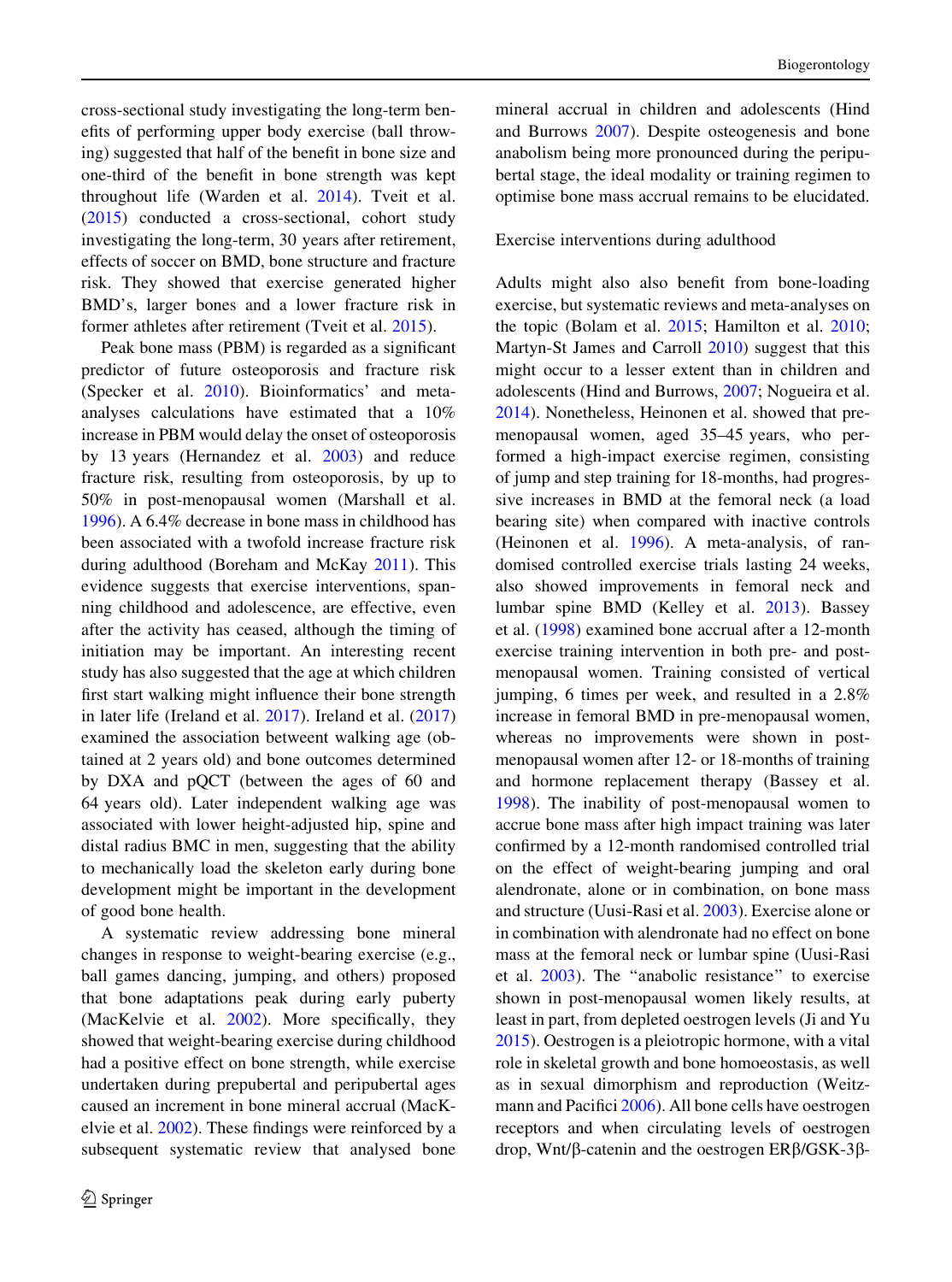cross-sectional study investigating the long-term benefits of performing upper body exercise (ball throwing) suggested that half of the benefit in bone size and one-third of the benefit in bone strength was kept throughout life (Warden et al. 2014). Tveit et al. (2015) conducted a cross-sectional, cohort study investigating the long-term, 30 years after retirement, effects of soccer on BMD, bone structure and fracture risk. They showed that exercise generated higher BMD's, larger bones and a lower fracture risk in former athletes after retirement (Tveit et al. 2015).

Peak bone mass (PBM) is regarded as a significant predictor of future osteoporosis and fracture risk (Specker et al. 2010). Bioinformatics' and meta-analyses calculations have estimated that a 10% increase in PBM would delay the onset of osteoporosis by 13 years (Hernandez et al. 2003) and reduce fracture risk, resulting from osteoporosis, by up to 50% in post-menopausal women (Marshall et al. 1996). A 6.4% decrease in bone mass in childhood has been associated with a twofold increase fracture risk during adulthood (Boreham and McKay 2011). This evidence suggests that exercise interventions, spanning childhood and adolescence, are effective, even after the activity has ceased, although the timing of initiation may be important. An interesting recent study has also suggested that the age at which children first start walking might influence their bone strength in later life (Ireland et al. 2017). Ireland et al. (2017) examined the association betweent walking age (obtained at 2 years old) and bone outcomes determined by DXA and pQCT (between the ages of 60 and 64 years old). Later independent walking age was associated with lower height-adjusted hip, spine and distal radius BMC in men, suggesting that the ability to mechanically load the skeleton early during bone development might be important in the development of good bone health.

A systematic review addressing bone mineral changes in response to weight-bearing exercise (e.g., ball games dancing, jumping, and others) proposed that bone adaptations peak during early puberty (MacKelvie et al. 2002). More specifically, they showed that weight-bearing exercise during childhood had a positive effect on bone strength, while exercise undertaken during prepubertal and peripubertal ages caused an increment in bone mineral accrual (MacKelvie et al. 2002). These findings were reinforced by a subsequent systematic review that analysed bone mineral accrual in children and adolescents (Hind and Burrows 2007). Despite osteogenesis and bone anabolism being more pronounced during the peripubertal stage, the ideal modality or training regimen to optimise bone mass accrual remains to be elucidated.

Exercise interventions during adulthood

Adults might also also benefit from bone-loading exercise, but systematic reviews and meta-analyses on the topic (Bolam et al. 2015; Hamilton et al. 2010; Martyn-St James and Carroll 2010) suggest that this might occur to a lesser extent than in children and adolescents (Hind and Burrows, 2007; Nogueira et al. 2014). Nonetheless, Heinonen et al. showed that pre-menopausal women, aged 35–45 years, who performed a high-impact exercise regimen, consisting of jump and step training for 18-months, had progressive increases in BMD at the femoral neck (a load bearing site) when compared with inactive controls (Heinonen et al. 1996). A meta-analysis, of randomised controlled exercise trials lasting 24 weeks, also showed improvements in femoral neck and lumbar spine BMD (Kelley et al. 2013). Bassey et al. (1998) examined bone accrual after a 12-month exercise training intervention in both pre- and post-menopausal women. Training consisted of vertical jumping, 6 times per week, and resulted in a 2.8% increase in femoral BMD in pre-menopausal women, whereas no improvements were shown in post-menopausal women after 12- or 18-months of training and hormone replacement therapy (Bassey et al. 1998). The inability of post-menopausal women to accrue bone mass after high impact training was later confirmed by a 12-month randomised controlled trial on the effect of weight-bearing jumping and oral alendronate, alone or in combination, on bone mass and structure (Uusi-Rasi et al. 2003). Exercise alone or in combination with alendronate had no effect on bone mass at the femoral neck or lumbar spine (Uusi-Rasi et al. 2003). The "anabolic resistance" to exercise shown in post-menopausal women likely results, at least in part, from depleted oestrogen levels (Ji and Yu 2015). Oestrogen is a pleiotropic hormone, with a vital role in skeletal growth and bone homoeostasis, as well as in sexual dimorphism and reproduction (Weitzmann and Pacifici 2006). All bone cells have oestrogen receptors and when circulating levels of oestrogen drop, Wnt/β-catenin and the oestrogen ERβ/GSK-3β-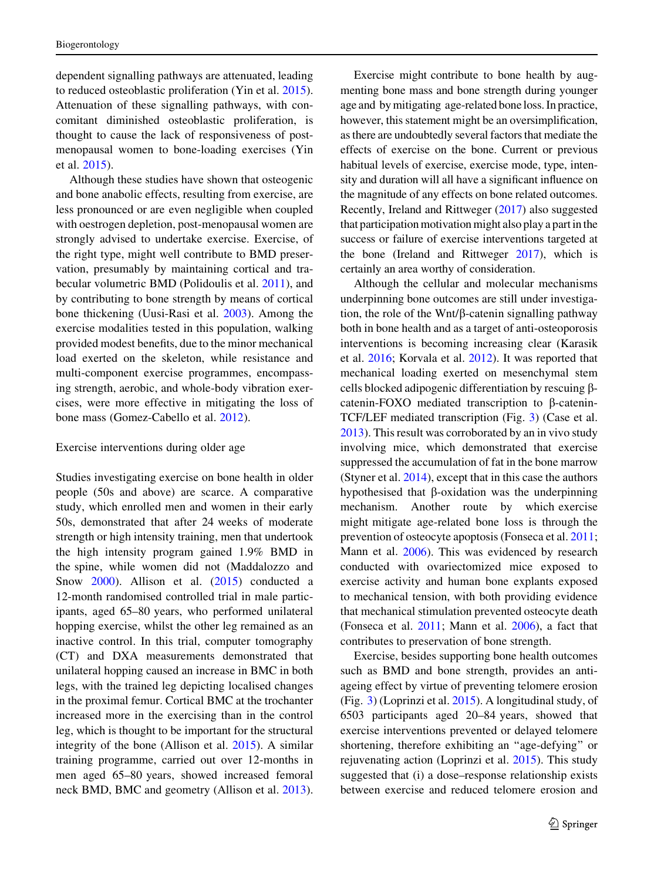dependent signalling pathways are attenuated, leading to reduced osteoblastic proliferation (Yin et al. 2015). Attenuation of these signalling pathways, with concomitant diminished osteoblastic proliferation, is thought to cause the lack of responsiveness of post-menopausal women to bone-loading exercises (Yin et al. 2015).

Although these studies have shown that osteogenic and bone anabolic effects, resulting from exercise, are less pronounced or are even negligible when coupled with oestrogen depletion, post-menopausal women are strongly advised to undertake exercise. Exercise, of the right type, might well contribute to BMD preservation, presumably by maintaining cortical and trabecular volumetric BMD (Polidoulis et al. 2011), and by contributing to bone strength by means of cortical bone thickening (Uusi-Rasi et al. 2003). Among the exercise modalities tested in this population, walking provided modest benefits, due to the minor mechanical load exerted on the skeleton, while resistance and multi-component exercise programmes, encompassing strength, aerobic, and whole-body vibration exercises, were more effective in mitigating the loss of bone mass (Gomez-Cabello et al. 2012).

### Exercise interventions during older age

Studies investigating exercise on bone health in older people (50s and above) are scarce. A comparative study, which enrolled men and women in their early 50s, demonstrated that after 24 weeks of moderate strength or high intensity training, men that undertook the high intensity program gained 1.9% BMD in the spine, while women did not (Maddalozzo and Snow 2000). Allison et al. (2015) conducted a 12-month randomised controlled trial in male participants, aged 65–80 years, who performed unilateral hopping exercise, whilst the other leg remained as an inactive control. In this trial, computer tomography (CT) and DXA measurements demonstrated that unilateral hopping caused an increase in BMC in both legs, with the trained leg depicting localised changes in the proximal femur. Cortical BMC at the trochanter increased more in the exercising than in the control leg, which is thought to be important for the structural integrity of the bone (Allison et al. 2015). A similar training programme, carried out over 12-months in men aged 65–80 years, showed increased femoral neck BMD, BMC and geometry (Allison et al. 2013).

Exercise might contribute to bone health by augmenting bone mass and bone strength during younger age and by mitigating age-related bone loss. In practice, however, this statement might be an oversimplification, as there are undoubtedly several factors that mediate the effects of exercise on the bone. Current or previous habitual levels of exercise, exercise mode, type, intensity and duration will all have a significant influence on the magnitude of any effects on bone related outcomes. Recently, Ireland and Rittweger (2017) also suggested that participation motivation might also play a part in the success or failure of exercise interventions targeted at the bone (Ireland and Rittweger 2017), which is certainly an area worthy of consideration.

Although the cellular and molecular mechanisms underpinning bone outcomes are still under investigation, the role of the Wnt/β-catenin signalling pathway both in bone health and as a target of anti-osteoporosis interventions is becoming increasing clear (Karasik et al. 2016; Korvala et al. 2012). It was reported that mechanical loading exerted on mesenchymal stem cells blocked adipogenic differentiation by rescuing β-catenin-FOXO mediated transcription to β-catenin-TCF/LEF mediated transcription (Fig. 3) (Case et al. 2013). This result was corroborated by an in vivo study involving mice, which demonstrated that exercise suppressed the accumulation of fat in the bone marrow (Styner et al. 2014), except that in this case the authors hypothesised that β-oxidation was the underpinning mechanism. Another route by which exercise might mitigate age-related bone loss is through the prevention of osteocyte apoptosis (Fonseca et al. 2011; Mann et al. 2006). This was evidenced by research conducted with ovariectomized mice exposed to exercise activity and human bone explants exposed to mechanical tension, with both providing evidence that mechanical stimulation prevented osteocyte death (Fonseca et al. 2011; Mann et al. 2006), a fact that contributes to preservation of bone strength.

Exercise, besides supporting bone health outcomes such as BMD and bone strength, provides an anti-ageing effect by virtue of preventing telomere erosion (Fig. 3) (Loprinzi et al. 2015). A longitudinal study, of 6503 participants aged 20–84 years, showed that exercise interventions prevented or delayed telomere shortening, therefore exhibiting an "age-defying" or rejuvenating action (Loprinzi et al. 2015). This study suggested that (i) a dose–response relationship exists between exercise and reduced telomere erosion and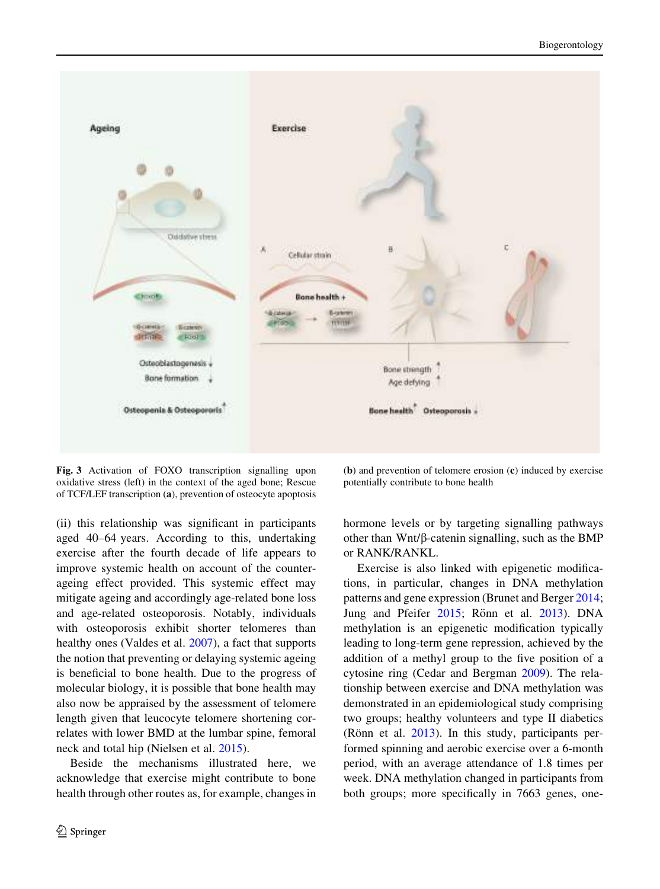Fig. 3 Activation of FOXO transcription signalling upon oxidative stress (left) in the context of the aged bone; Rescue of TCF/LEF transcription (**a**), prevention of osteocyte apoptosis (**b**) and prevention of telomere erosion (**c**) induced by exercise potentially contribute to bone health

(ii) this relationship was significant in participants aged 40–64 years. According to this, undertaking exercise after the fourth decade of life appears to improve systemic health on account of the counter-ageing effect provided. This systemic effect may mitigate ageing and accordingly age-related bone loss and age-related osteoporosis. Notably, individuals with osteoporosis exhibit shorter telomeres than healthy ones (Valdes et al. 2007), a fact that supports the notion that preventing or delaying systemic ageing is beneficial to bone health. Due to the progress of molecular biology, it is possible that bone health may also now be appraised by the assessment of telomere length given that leucocyte telomere shortening correlates with lower BMD at the lumbar spine, femoral neck and total hip (Nielsen et al. 2015).

Beside the mechanisms illustrated here, we acknowledge that exercise might contribute to bone health through other routes as, for example, changes in hormone levels or by targeting signalling pathways other than Wnt/β-catenin signalling, such as the BMP or RANK/RANKL.

Exercise is also linked with epigenetic modifications, in particular, changes in DNA methylation patterns and gene expression (Brunet and Berger 2014; Jung and Pfeifer 2015; Rönn et al. 2013). DNA methylation is an epigenetic modification typically leading to long-term gene repression, achieved by the addition of a methyl group to the five position of a cytosine ring (Cedar and Bergman 2009). The relationship between exercise and DNA methylation was demonstrated in an epidemiological study comprising two groups; healthy volunteers and type II diabetics (Rönn et al. 2013). In this study, participants performed spinning and aerobic exercise over a 6-month period, with an average attendance of 1.8 times per week. DNA methylation changed in participants from both groups; more specifically in 7663 genes, one-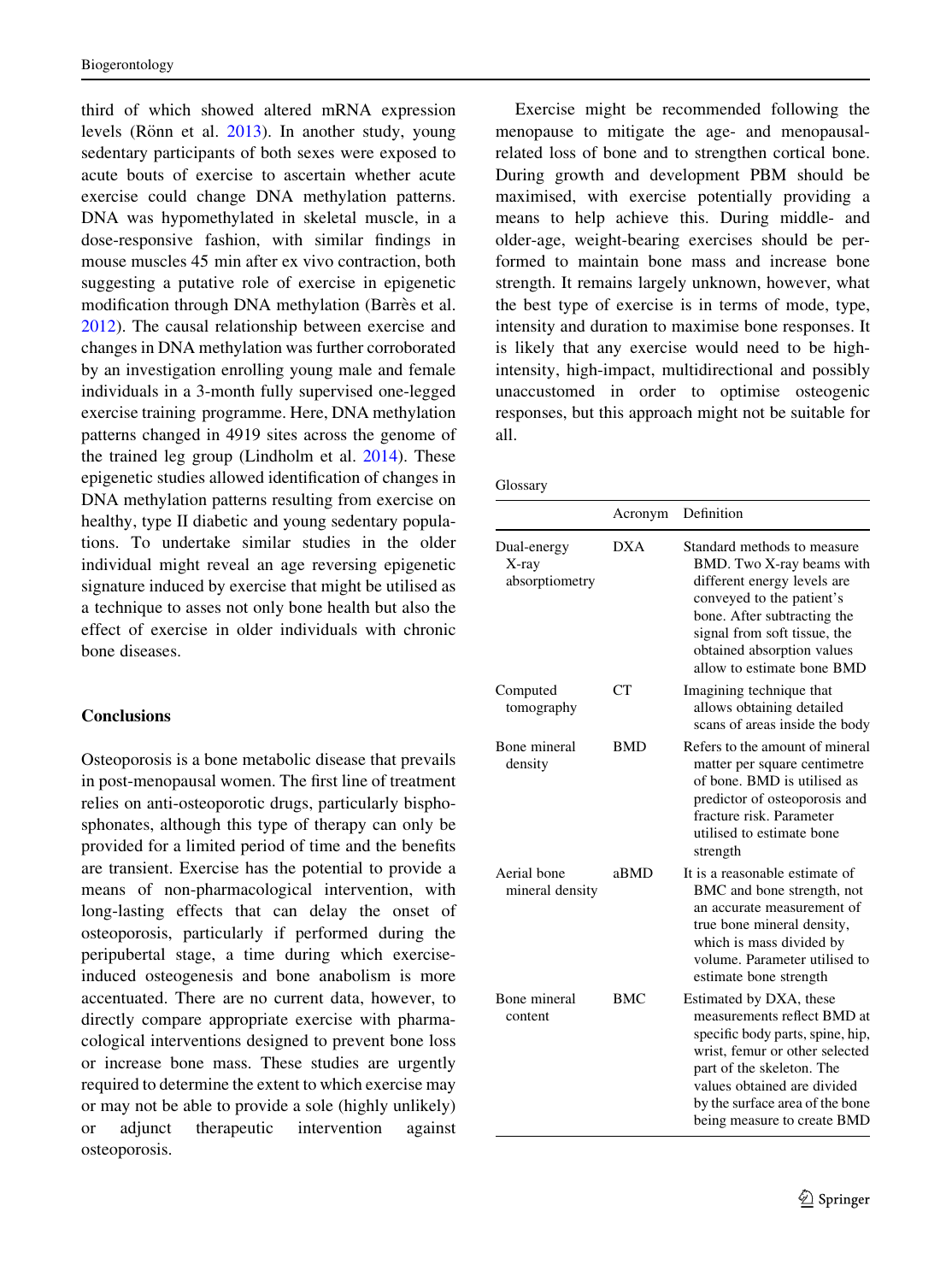third of which showed altered mRNA expression levels (Rönn et al. 2013). In another study, young sedentary participants of both sexes were exposed to acute bouts of exercise to ascertain whether acute exercise could change DNA methylation patterns. DNA was hypomethylated in skeletal muscle, in a dose-responsive fashion, with similar findings in mouse muscles 45 min after ex vivo contraction, both suggesting a putative role of exercise in epigenetic modification through DNA methylation (Barrès et al. 2012). The causal relationship between exercise and changes in DNA methylation was further corroborated by an investigation enrolling young male and female individuals in a 3-month fully supervised one-legged exercise training programme. Here, DNA methylation patterns changed in 4919 sites across the genome of the trained leg group (Lindholm et al. 2014). These epigenetic studies allowed identification of changes in DNA methylation patterns resulting from exercise on healthy, type II diabetic and young sedentary populations. To undertake similar studies in the older individual might reveal an age reversing epigenetic signature induced by exercise that might be utilised as a technique to asses not only bone health but also the effect of exercise in older individuals with chronic bone diseases.

## Conclusions

Osteoporosis is a bone metabolic disease that prevails in post-menopausal women. The first line of treatment relies on anti-osteoporotic drugs, particularly bisphosphonates, although this type of therapy can only be provided for a limited period of time and the benefits are transient. Exercise has the potential to provide a means of non-pharmacological intervention, with long-lasting effects that can delay the onset of osteoporosis, particularly if performed during the peripubertal stage, a time during which exercise-induced osteogenesis and bone anabolism is more accentuated. There are no current data, however, to directly compare appropriate exercise with pharmacological interventions designed to prevent bone loss or increase bone mass. These studies are urgently required to determine the extent to which exercise may or may not be able to provide a sole (highly unlikely) or adjunct therapeutic intervention against osteoporosis.

Exercise might be recommended following the menopause to mitigate the age- and menopausal-related loss of bone and to strengthen cortical bone. During growth and development PBM should be maximised, with exercise potentially providing a means to help achieve this. During middle- and older-age, weight-bearing exercises should be performed to maintain bone mass and increase bone strength. It remains largely unknown, however, what the best type of exercise is in terms of mode, type, intensity and duration to maximise bone responses. It is likely that any exercise would need to be high-intensity, high-impact, multidirectional and possibly unaccustomed in order to optimise osteogenic responses, but this approach might not be suitable for all.

Glossary

| | Acronym | Definition |
|---|---|---|
| Dual-energy X-ray absorptiometry | DXA | Standard methods to measure BMD. Two X-ray beams with different energy levels are conveyed to the patient's bone. After subtracting the signal from soft tissue, the obtained absorption values allow to estimate bone BMD |
| Computed tomography | CT | Imagining technique that allows obtaining detailed scans of areas inside the body |
| Bone mineral density | BMD | Refers to the amount of mineral matter per square centimetre of bone. BMD is utilised as predictor of osteoporosis and fracture risk. Parameter utilised to estimate bone strength |
| Aerial bone mineral density | aBMD | It is a reasonable estimate of BMC and bone strength, not an accurate measurement of true bone mineral density, which is mass divided by volume. Parameter utilised to estimate bone strength |
| Bone mineral content | BMC | Estimated by DXA, these measurements reflect BMD at specific body parts, spine, hip, wrist, femur or other selected part of the skeleton. The values obtained are divided by the surface area of the bone being measure to create BMD |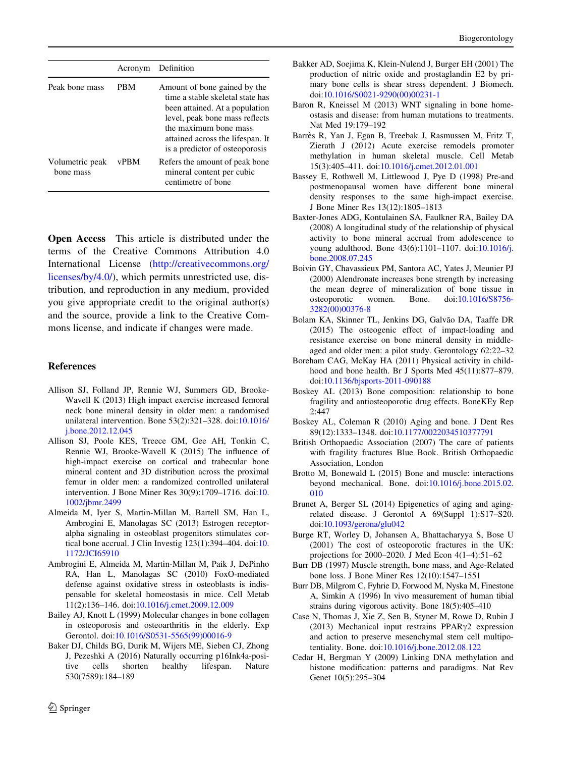| | Acronym | Definition |
|---|---|---|
| Peak bone mass | PBM | Amount of bone gained by the time a stable skeletal state has been attained. At a population level, peak bone mass reflects the maximum bone mass attained across the lifespan. It is a predictor of osteoporosis |
| Volumetric peak bone mass | vPBM | Refers the amount of peak bone mineral content per cubic centimetre of bone |

**Open Access** This article is distributed under the terms of the Creative Commons Attribution 4.0 International License (http://creativecommons.org/licenses/by/4.0/), which permits unrestricted use, distribution, and reproduction in any medium, provided you give appropriate credit to the original author(s) and the source, provide a link to the Creative Commons license, and indicate if changes were made.

## References

Allison SJ, Folland JP, Rennie WJ, Summers GD, Brooke-Wavell K (2013) High impact exercise increased femoral neck bone mineral density in older men: a randomised unilateral intervention. Bone 53(2):321–328. doi:10.1016/j.bone.2012.12.045

Allison SJ, Poole KES, Treece GM, Gee AH, Tonkin C, Rennie WJ, Brooke-Wavell K (2015) The influence of high-impact exercise on cortical and trabecular bone mineral content and 3D distribution across the proximal femur in older men: a randomized controlled unilateral intervention. J Bone Miner Res 30(9):1709–1716. doi:10.1002/jbmr.2499

Almeida M, Iyer S, Martin-Millan M, Bartell SM, Han L, Ambrogini E, Manolagas SC (2013) Estrogen receptor-alpha signaling in osteoblast progenitors stimulates cortical bone accrual. J Clin Investig 123(1):394–404. doi:10.1172/JCI65910

Ambrogini E, Almeida M, Martin-Millan M, Paik J, DePinho RA, Han L, Manolagas SC (2010) FoxO-mediated defense against oxidative stress in osteoblasts is indispensable for skeletal homeostasis in mice. Cell Metab 11(2):136–146. doi:10.1016/j.cmet.2009.12.009

Bailey AJ, Knott L (1999) Molecular changes in bone collagen in osteoporosis and osteoarthritis in the elderly. Exp Gerontol. doi:10.1016/S0531-5565(99)00016-9

Baker DJ, Childs BG, Durik M, Wijers ME, Sieben CJ, Zhong J, Pezeshki A (2016) Naturally occurring p16Ink4a-positive cells shorten healthy lifespan. Nature 530(7589):184–189

Bakker AD, Soejima K, Klein-Nulend J, Burger EH (2001) The production of nitric oxide and prostaglandin E2 by primary bone cells is shear stress dependent. J Biomech. doi:10.1016/S0021-9290(00)00231-1

Baron R, Kneissel M (2013) WNT signaling in bone homeostasis and disease: from human mutations to treatments. Nat Med 19:179–192

Barrès R, Yan J, Egan B, Treebak J, Rasmussen M, Fritz T, Zierath J (2012) Acute exercise remodels promoter methylation in human skeletal muscle. Cell Metab 15(3):405–411. doi:10.1016/j.cmet.2012.01.001

Bassey E, Rothwell M, Littlewood J, Pye D (1998) Pre-and postmenopausal women have different bone mineral density responses to the same high-impact exercise. J Bone Miner Res 13(12):1805–1813

Baxter-Jones ADG, Kontulainen SA, Faulkner RA, Bailey DA (2008) A longitudinal study of the relationship of physical activity to bone mineral accrual from adolescence to young adulthood. Bone 43(6):1101–1107. doi:10.1016/j.bone.2008.07.245

Boivin GY, Chavassieux PM, Santora AC, Yates J, Meunier PJ (2000) Alendronate increases bone strength by increasing the mean degree of mineralization of bone tissue in osteoporotic women. Bone. doi:10.1016/S8756-3282(00)00376-8

Bolam KA, Skinner TL, Jenkins DG, Galvão DA, Taaffe DR (2015) The osteogenic effect of impact-loading and resistance exercise on bone mineral density in middle-aged and older men: a pilot study. Gerontology 62:22–32

Boreham CAG, McKay HA (2011) Physical activity in childhood and bone health. Br J Sports Med 45(11):877–879. doi:10.1136/bjsports-2011-090188

Boskey AL (2013) Bone composition: relationship to bone fragility and antiosteoporotic drug effects. BoneKEy Rep 2:447

Boskey AL, Coleman R (2010) Aging and bone. J Dent Res 89(12):1333–1348. doi:10.1177/0022034510377791

British Orthopaedic Association (2007) The care of patients with fragility fractures Blue Book. British Orthopaedic Association, London

Brotto M, Bonewald L (2015) Bone and muscle: interactions beyond mechanical. Bone. doi:10.1016/j.bone.2015.02.010

Brunet A, Berger SL (2014) Epigenetics of aging and aging-related disease. J Gerontol A 69(Suppl 1):S17–S20. doi:10.1093/gerona/glu042

Burge RT, Worley D, Johansen A, Bhattacharyya S, Bose U (2001) The cost of osteoporotic fractures in the UK: projections for 2000–2020. J Med Econ 4(1–4):51–62

Burr DB (1997) Muscle strength, bone mass, and Age-Related bone loss. J Bone Miner Res 12(10):1547–1551

Burr DB, Milgrom C, Fyhrie D, Forwood M, Nyska M, Finestone A, Simkin A (1996) In vivo measurement of human tibial strains during vigorous activity. Bone 18(5):405–410

Case N, Thomas J, Xie Z, Sen B, Styner M, Rowe D, Rubin J (2013) Mechanical input restrains PPAR$\gamma$2 expression and action to preserve mesenchymal stem cell multipotentiality. Bone. doi:10.1016/j.bone.2012.08.122

Cedar H, Bergman Y (2009) Linking DNA methylation and histone modification: patterns and paradigms. Nat Rev Genet 10(5):295–304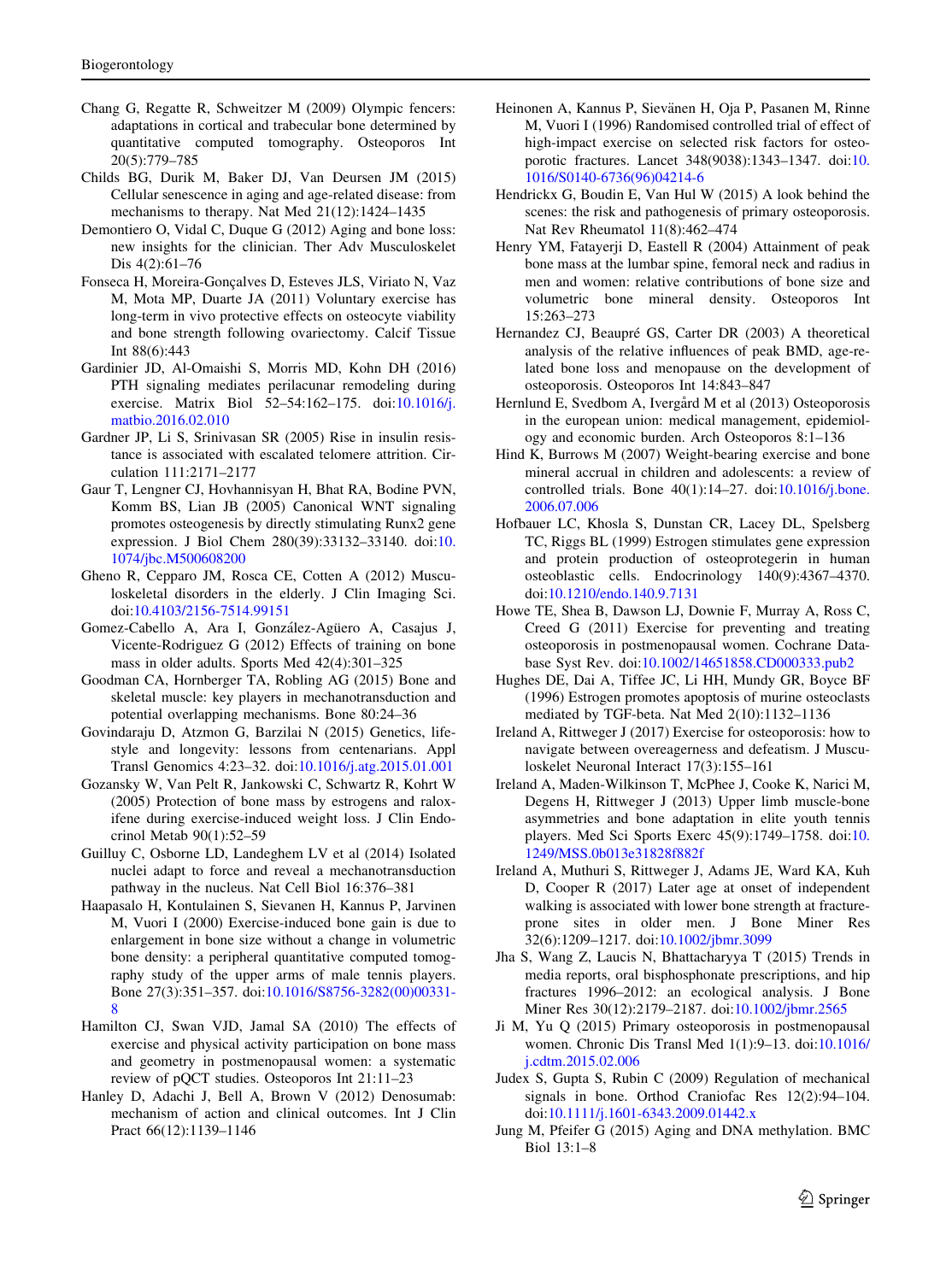Chang G, Regatte R, Schweitzer M (2009) Olympic fencers: adaptations in cortical and trabecular bone determined by quantitative computed tomography. Osteoporos Int 20(5):779–785

Childs BG, Durik M, Baker DJ, Van Deursen JM (2015) Cellular senescence in aging and age-related disease: from mechanisms to therapy. Nat Med 21(12):1424–1435

Demontiero O, Vidal C, Duque G (2012) Aging and bone loss: new insights for the clinician. Ther Adv Musculoskelet Dis 4(2):61–76

Fonseca H, Moreira-Gonçalves D, Esteves JLS, Viriato N, Vaz M, Mota MP, Duarte JA (2011) Voluntary exercise has long-term in vivo protective effects on osteocyte viability and bone strength following ovariectomy. Calcif Tissue Int 88(6):443

Gardinier JD, Al-Omaishi S, Morris MD, Kohn DH (2016) PTH signaling mediates perilacunar remodeling during exercise. Matrix Biol 52–54:162–175. doi:10.1016/j.matbio.2016.02.010

Gardner JP, Li S, Srinivasan SR (2005) Rise in insulin resistance is associated with escalated telomere attrition. Circulation 111:2171–2177

Gaur T, Lengner CJ, Hovhannisyan H, Bhat RA, Bodine PVN, Komm BS, Lian JB (2005) Canonical WNT signaling promotes osteogenesis by directly stimulating Runx2 gene expression. J Biol Chem 280(39):33132–33140. doi:10.1074/jbc.M500608200

Gheno R, Cepparo JM, Rosca CE, Cotten A (2012) Musculoskeletal disorders in the elderly. J Clin Imaging Sci. doi:10.4103/2156-7514.99151

Gomez-Cabello A, Ara I, González-Agüero A, Casajus J, Vicente-Rodriguez G (2012) Effects of training on bone mass in older adults. Sports Med 42(4):301–325

Goodman CA, Hornberger TA, Robling AG (2015) Bone and skeletal muscle: key players in mechanotransduction and potential overlapping mechanisms. Bone 80:24–36

Govindaraju D, Atzmon G, Barzilai N (2015) Genetics, lifestyle and longevity: lessons from centenarians. Appl Transl Genomics 4:23–32. doi:10.1016/j.atg.2015.01.001

Gozansky W, Van Pelt R, Jankowski C, Schwartz R, Kohrt W (2005) Protection of bone mass by estrogens and raloxifene during exercise-induced weight loss. J Clin Endocrinol Metab 90(1):52–59

Guilluy C, Osborne LD, Landeghem LV et al (2014) Isolated nuclei adapt to force and reveal a mechanotransduction pathway in the nucleus. Nat Cell Biol 16:376–381

Haapasalo H, Kontulainen S, Sievanen H, Kannus P, Jarvinen M, Vuori I (2000) Exercise-induced bone gain is due to enlargement in bone size without a change in volumetric bone density: a peripheral quantitative computed tomography study of the upper arms of male tennis players. Bone 27(3):351–357. doi:10.1016/S8756-3282(00)00331-8

Hamilton CJ, Swan VJD, Jamal SA (2010) The effects of exercise and physical activity participation on bone mass and geometry in postmenopausal women: a systematic review of pQCT studies. Osteoporos Int 21:11–23

Hanley D, Adachi J, Bell A, Brown V (2012) Denosumab: mechanism of action and clinical outcomes. Int J Clin Pract 66(12):1139–1146

Heinonen A, Kannus P, Sievänen H, Oja P, Pasanen M, Rinne M, Vuori I (1996) Randomised controlled trial of effect of high-impact exercise on selected risk factors for osteoporotic fractures. Lancet 348(9038):1343–1347. doi:10.1016/S0140-6736(96)04214-6

Hendrickx G, Boudin E, Van Hul W (2015) A look behind the scenes: the risk and pathogenesis of primary osteoporosis. Nat Rev Rheumatol 11(8):462–474

Henry YM, Fatayerji D, Eastell R (2004) Attainment of peak bone mass at the lumbar spine, femoral neck and radius in men and women: relative contributions of bone size and volumetric bone mineral density. Osteoporos Int 15:263–273

Hernandez CJ, Beaupré GS, Carter DR (2003) A theoretical analysis of the relative influences of peak BMD, age-related bone loss and menopause on the development of osteoporosis. Osteoporos Int 14:843–847

Hernlund E, Svedbom A, Ivergård M et al (2013) Osteoporosis in the european union: medical management, epidemiology and economic burden. Arch Osteoporos 8:1–136

Hind K, Burrows M (2007) Weight-bearing exercise and bone mineral accrual in children and adolescents: a review of controlled trials. Bone 40(1):14–27. doi:10.1016/j.bone.2006.07.006

Hofbauer LC, Khosla S, Dunstan CR, Lacey DL, Spelsberg TC, Riggs BL (1999) Estrogen stimulates gene expression and protein production of osteoprotegerin in human osteoblastic cells. Endocrinology 140(9):4367–4370. doi:10.1210/endo.140.9.7131

Howe TE, Shea B, Dawson LJ, Downie F, Murray A, Ross C, Creed G (2011) Exercise for preventing and treating osteoporosis in postmenopausal women. Cochrane Database Syst Rev. doi:10.1002/14651858.CD000333.pub2

Hughes DE, Dai A, Tiffee JC, Li HH, Mundy GR, Boyce BF (1996) Estrogen promotes apoptosis of murine osteoclasts mediated by TGF-beta. Nat Med 2(10):1132–1136

Ireland A, Rittweger J (2017) Exercise for osteoporosis: how to navigate between overeagerness and defeatism. J Musculoskelet Neuronal Interact 17(3):155–161

Ireland A, Maden-Wilkinson T, McPhee J, Cooke K, Narici M, Degens H, Rittweger J (2013) Upper limb muscle-bone asymmetries and bone adaptation in elite youth tennis players. Med Sci Sports Exerc 45(9):1749–1758. doi:10.1249/MSS.0b013e31828f882f

Ireland A, Muthuri S, Rittweger J, Adams JE, Ward KA, Kuh D, Cooper R (2017) Later age at onset of independent walking is associated with lower bone strength at fracture-prone sites in older men. J Bone Miner Res 32(6):1209–1217. doi:10.1002/jbmr.3099

Jha S, Wang Z, Laucis N, Bhattacharyya T (2015) Trends in media reports, oral bisphosphonate prescriptions, and hip fractures 1996–2012: an ecological analysis. J Bone Miner Res 30(12):2179–2187. doi:10.1002/jbmr.2565

Ji M, Yu Q (2015) Primary osteoporosis in postmenopausal women. Chronic Dis Transl Med 1(1):9–13. doi:10.1016/j.cdtm.2015.02.006

Judex S, Gupta S, Rubin C (2009) Regulation of mechanical signals in bone. Orthod Craniofac Res 12(2):94–104. doi:10.1111/j.1601-6343.2009.01442.x

Jung M, Pfeifer G (2015) Aging and DNA methylation. BMC Biol 13:1–8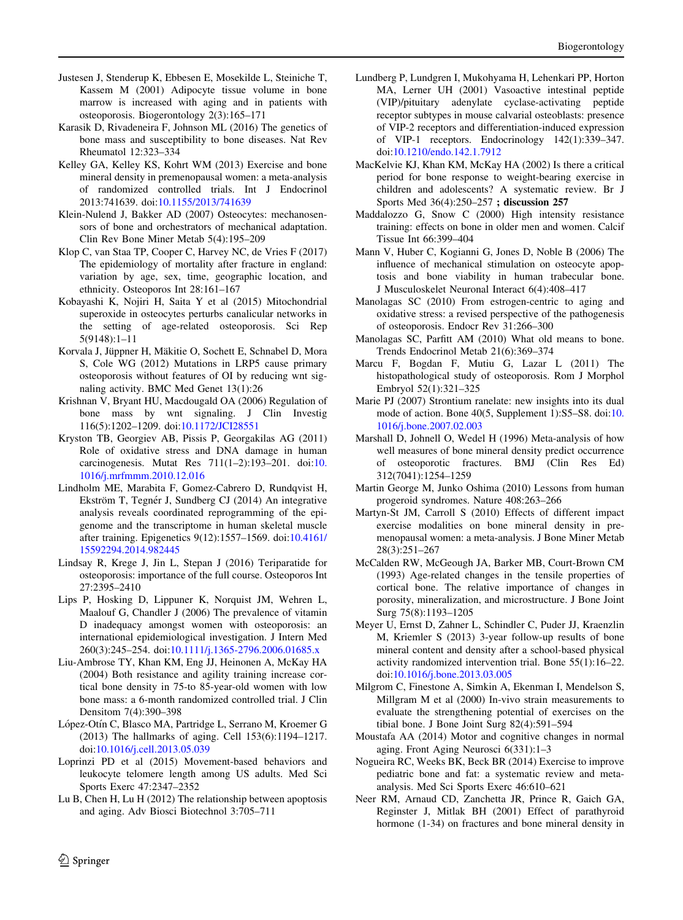Justesen J, Stenderup K, Ebbesen E, Mosekilde L, Steiniche T, Kassem M (2001) Adipocyte tissue volume in bone marrow is increased with aging and in patients with osteoporosis. Biogerontology 2(3):165–171

Karasik D, Rivadeneira F, Johnson ML (2016) The genetics of bone mass and susceptibility to bone diseases. Nat Rev Rheumatol 12:323–334

Kelley GA, Kelley KS, Kohrt WM (2013) Exercise and bone mineral density in premenopausal women: a meta-analysis of randomized controlled trials. Int J Endocrinol 2013:741639. doi:10.1155/2013/741639

Klein-Nulend J, Bakker AD (2007) Osteocytes: mechanosensors of bone and orchestrators of mechanical adaptation. Clin Rev Bone Miner Metab 5(4):195–209

Klop C, van Staa TP, Cooper C, Harvey NC, de Vries F (2017) The epidemiology of mortality after fracture in england: variation by age, sex, time, geographic location, and ethnicity. Osteoporos Int 28:161–167

Kobayashi K, Nojiri H, Saita Y et al (2015) Mitochondrial superoxide in osteocytes perturbs canalicular networks in the setting of age-related osteoporosis. Sci Rep 5(9148):1–11

Korvala J, Jüppner H, Mäkitie O, Sochett E, Schnabel D, Mora S, Cole WG (2012) Mutations in LRP5 cause primary osteoporosis without features of OI by reducing wnt signaling activity. BMC Med Genet 13(1):26

Krishnan V, Bryant HU, Macdougald OA (2006) Regulation of bone mass by wnt signaling. J Clin Investig 116(5):1202–1209. doi:10.1172/JCI28551

Kryston TB, Georgiev AB, Pissis P, Georgakilas AG (2011) Role of oxidative stress and DNA damage in human carcinogenesis. Mutat Res 711(1–2):193–201. doi:10.1016/j.mrfmmm.2010.12.016

Lindholm ME, Marabita F, Gomez-Cabrero D, Rundqvist H, Ekström T, Tegnér J, Sundberg CJ (2014) An integrative analysis reveals coordinated reprogramming of the epigenome and the transcriptome in human skeletal muscle after training. Epigenetics 9(12):1557–1569. doi:10.4161/15592294.2014.982445

Lindsay R, Krege J, Jin L, Stepan J (2016) Teriparatide for osteoporosis: importance of the full course. Osteoporos Int 27:2395–2410

Lips P, Hosking D, Lippuner K, Norquist JM, Wehren L, Maalouf G, Chandler J (2006) The prevalence of vitamin D inadequacy amongst women with osteoporosis: an international epidemiological investigation. J Intern Med 260(3):245–254. doi:10.1111/j.1365-2796.2006.01685.x

Liu-Ambrose TY, Khan KM, Eng JJ, Heinonen A, McKay HA (2004) Both resistance and agility training increase cortical bone density in 75-to 85-year-old women with low bone mass: a 6-month randomized controlled trial. J Clin Densitom 7(4):390–398

López-Otín C, Blasco MA, Partridge L, Serrano M, Kroemer G (2013) The hallmarks of aging. Cell 153(6):1194–1217. doi:10.1016/j.cell.2013.05.039

Loprinzi PD et al (2015) Movement-based behaviors and leukocyte telomere length among US adults. Med Sci Sports Exerc 47:2347–2352

Lu B, Chen H, Lu H (2012) The relationship between apoptosis and aging. Adv Biosci Biotechnol 3:705–711

Lundberg P, Lundgren I, Mukohyama H, Lehenkari PP, Horton MA, Lerner UH (2001) Vasoactive intestinal peptide (VIP)/pituitary adenylate cyclase-activating peptide receptor subtypes in mouse calvarial osteoblasts: presence of VIP-2 receptors and differentiation-induced expression of VIP-1 receptors. Endocrinology 142(1):339–347. doi:10.1210/endo.142.1.7912

MacKelvie KJ, Khan KM, McKay HA (2002) Is there a critical period for bone response to weight-bearing exercise in children and adolescents? A systematic review. Br J Sports Med 36(4):250–257 **; discussion 257**

Maddalozzo G, Snow C (2000) High intensity resistance training: effects on bone in older men and women. Calcif Tissue Int 66:399–404

Mann V, Huber C, Kogianni G, Jones D, Noble B (2006) The influence of mechanical stimulation on osteocyte apoptosis and bone viability in human trabecular bone. J Musculoskelet Neuronal Interact 6(4):408–417

Manolagas SC (2010) From estrogen-centric to aging and oxidative stress: a revised perspective of the pathogenesis of osteoporosis. Endocr Rev 31:266–300

Manolagas SC, Parfitt AM (2010) What old means to bone. Trends Endocrinol Metab 21(6):369–374

Marcu F, Bogdan F, Mutiu G, Lazar L (2011) The histopathological study of osteoporosis. Rom J Morphol Embryol 52(1):321–325

Marie PJ (2007) Strontium ranelate: new insights into its dual mode of action. Bone 40(5, Supplement 1):S5–S8. doi:10.1016/j.bone.2007.02.003

Marshall D, Johnell O, Wedel H (1996) Meta-analysis of how well measures of bone mineral density predict occurrence of osteoporotic fractures. BMJ (Clin Res Ed) 312(7041):1254–1259

Martin George M, Junko Oshima (2010) Lessons from human progeroid syndromes. Nature 408:263–266

Martyn-St JM, Carroll S (2010) Effects of different impact exercise modalities on bone mineral density in premenopausal women: a meta-analysis. J Bone Miner Metab 28(3):251–267

McCalden RW, McGeough JA, Barker MB, Court-Brown CM (1993) Age-related changes in the tensile properties of cortical bone. The relative importance of changes in porosity, mineralization, and microstructure. J Bone Joint Surg 75(8):1193–1205

Meyer U, Ernst D, Zahner L, Schindler C, Puder JJ, Kraenzlin M, Kriemler S (2013) 3-year follow-up results of bone mineral content and density after a school-based physical activity randomized intervention trial. Bone 55(1):16–22. doi:10.1016/j.bone.2013.03.005

Milgrom C, Finestone A, Simkin A, Ekenman I, Mendelson S, Millgram M et al (2000) In-vivo strain measurements to evaluate the strengthening potential of exercises on the tibial bone. J Bone Joint Surg 82(4):591–594

Moustafa AA (2014) Motor and cognitive changes in normal aging. Front Aging Neurosci 6(331):1–3

Nogueira RC, Weeks BK, Beck BR (2014) Exercise to improve pediatric bone and fat: a systematic review and meta-analysis. Med Sci Sports Exerc 46:610–621

Neer RM, Arnaud CD, Zanchetta JR, Prince R, Gaich GA, Reginster J, Mitlak BH (2001) Effect of parathyroid hormone (1-34) on fractures and bone mineral density in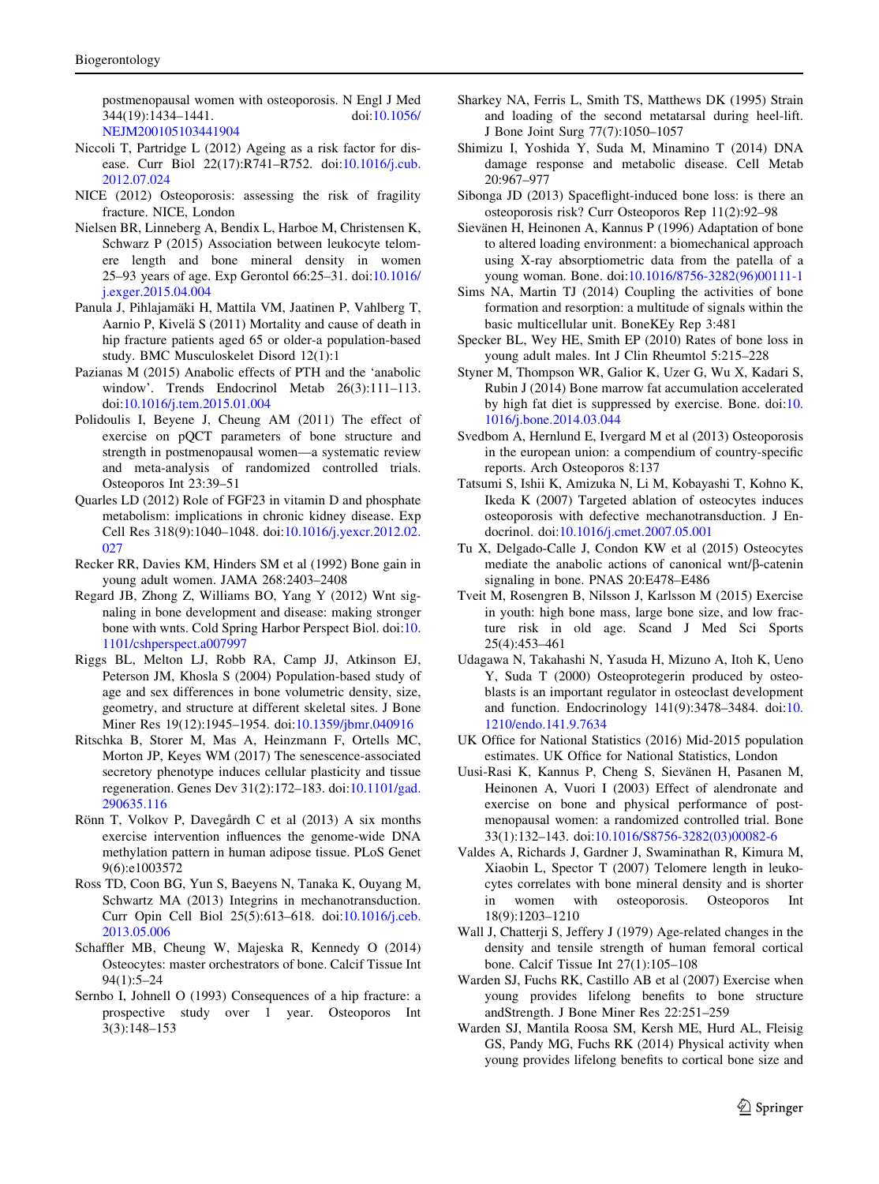postmenopausal women with osteoporosis. N Engl J Med 344(19):1434–1441. doi:10.1056/NEJM200105103441904

Niccoli T, Partridge L (2012) Ageing as a risk factor for disease. Curr Biol 22(17):R741–R752. doi:10.1016/j.cub.2012.07.024

NICE (2012) Osteoporosis: assessing the risk of fragility fracture. NICE, London

Nielsen BR, Linneberg A, Bendix L, Harboe M, Christensen K, Schwarz P (2015) Association between leukocyte telomere length and bone mineral density in women 25–93 years of age. Exp Gerontol 66:25–31. doi:10.1016/j.exger.2015.04.004

Panula J, Pihlajamäki H, Mattila VM, Jaatinen P, Vahlberg T, Aarnio P, Kivelä S (2011) Mortality and cause of death in hip fracture patients aged 65 or older-a population-based study. BMC Musculoskelet Disord 12(1):1

Pazianas M (2015) Anabolic effects of PTH and the 'anabolic window'. Trends Endocrinol Metab 26(3):111–113. doi:10.1016/j.tem.2015.01.004

Polidoulis I, Beyene J, Cheung AM (2011) The effect of exercise on pQCT parameters of bone structure and strength in postmenopausal women—a systematic review and meta-analysis of randomized controlled trials. Osteoporos Int 23:39–51

Quarles LD (2012) Role of FGF23 in vitamin D and phosphate metabolism: implications in chronic kidney disease. Exp Cell Res 318(9):1040–1048. doi:10.1016/j.yexcr.2012.02.027

Recker RR, Davies KM, Hinders SM et al (1992) Bone gain in young adult women. JAMA 268:2403–2408

Regard JB, Zhong Z, Williams BO, Yang Y (2012) Wnt signaling in bone development and disease: making stronger bone with wnts. Cold Spring Harbor Perspect Biol. doi:10.1101/cshperspect.a007997

Riggs BL, Melton LJ, Robb RA, Camp JJ, Atkinson EJ, Peterson JM, Khosla S (2004) Population-based study of age and sex differences in bone volumetric density, size, geometry, and structure at different skeletal sites. J Bone Miner Res 19(12):1945–1954. doi:10.1359/jbmr.040916

Ritschka B, Storer M, Mas A, Heinzmann F, Ortells MC, Morton JP, Keyes WM (2017) The senescence-associated secretory phenotype induces cellular plasticity and tissue regeneration. Genes Dev 31(2):172–183. doi:10.1101/gad.290635.116

Rönn T, Volkov P, Davegårdh C et al (2013) A six months exercise intervention influences the genome-wide DNA methylation pattern in human adipose tissue. PLoS Genet 9(6):e1003572

Ross TD, Coon BG, Yun S, Baeyens N, Tanaka K, Ouyang M, Schwartz MA (2013) Integrins in mechanotransduction. Curr Opin Cell Biol 25(5):613–618. doi:10.1016/j.ceb.2013.05.006

Schaffler MB, Cheung W, Majeska R, Kennedy O (2014) Osteocytes: master orchestrators of bone. Calcif Tissue Int 94(1):5–24

Sernbo I, Johnell O (1993) Consequences of a hip fracture: a prospective study over 1 year. Osteoporos Int 3(3):148–153

Sharkey NA, Ferris L, Smith TS, Matthews DK (1995) Strain and loading of the second metatarsal during heel-lift. J Bone Joint Surg 77(7):1050–1057

Shimizu I, Yoshida Y, Suda M, Minamino T (2014) DNA damage response and metabolic disease. Cell Metab 20:967–977

Sibonga JD (2013) Spaceflight-induced bone loss: is there an osteoporosis risk? Curr Osteoporos Rep 11(2):92–98

Sievänen H, Heinonen A, Kannus P (1996) Adaptation of bone to altered loading environment: a biomechanical approach using X-ray absorptiometric data from the patella of a young woman. Bone. doi:10.1016/8756-3282(96)00111-1

Sims NA, Martin TJ (2014) Coupling the activities of bone formation and resorption: a multitude of signals within the basic multicellular unit. BoneKEy Rep 3:481

Specker BL, Wey HE, Smith EP (2010) Rates of bone loss in young adult males. Int J Clin Rheumtol 5:215–228

Styner M, Thompson WR, Galior K, Uzer G, Wu X, Kadari S, Rubin J (2014) Bone marrow fat accumulation accelerated by high fat diet is suppressed by exercise. Bone. doi:10.1016/j.bone.2014.03.044

Svedbom A, Hernlund E, Ivergard M et al (2013) Osteoporosis in the european union: a compendium of country-specific reports. Arch Osteoporos 8:137

Tatsumi S, Ishii K, Amizuka N, Li M, Kobayashi T, Kohno K, Ikeda K (2007) Targeted ablation of osteocytes induces osteoporosis with defective mechanotransduction. J Endocrinol. doi:10.1016/j.cmet.2007.05.001

Tu X, Delgado-Calle J, Condon KW et al (2015) Osteocytes mediate the anabolic actions of canonical wnt/β-catenin signaling in bone. PNAS 20:E478–E486

Tveit M, Rosengren B, Nilsson J, Karlsson M (2015) Exercise in youth: high bone mass, large bone size, and low fracture risk in old age. Scand J Med Sci Sports 25(4):453–461

Udagawa N, Takahashi N, Yasuda H, Mizuno A, Itoh K, Ueno Y, Suda T (2000) Osteoprotegerin produced by osteoblasts is an important regulator in osteoclast development and function. Endocrinology 141(9):3478–3484. doi:10.1210/endo.141.9.7634

UK Office for National Statistics (2016) Mid-2015 population estimates. UK Office for National Statistics, London

Uusi-Rasi K, Kannus P, Cheng S, Sievänen H, Pasanen M, Heinonen A, Vuori I (2003) Effect of alendronate and exercise on bone and physical performance of postmenopausal women: a randomized controlled trial. Bone 33(1):132–143. doi:10.1016/S8756-3282(03)00082-6

Valdes A, Richards J, Gardner J, Swaminathan R, Kimura M, Xiaobin L, Spector T (2007) Telomere length in leukocytes correlates with bone mineral density and is shorter in women with osteoporosis. Osteoporos Int 18(9):1203–1210

Wall J, Chatterji S, Jeffery J (1979) Age-related changes in the density and tensile strength of human femoral cortical bone. Calcif Tissue Int 27(1):105–108

Warden SJ, Fuchs RK, Castillo AB et al (2007) Exercise when young provides lifelong benefits to bone structure andStrength. J Bone Miner Res 22:251–259

Warden SJ, Mantila Roosa SM, Kersh ME, Hurd AL, Fleisig GS, Pandy MG, Fuchs RK (2014) Physical activity when young provides lifelong benefits to cortical bone size and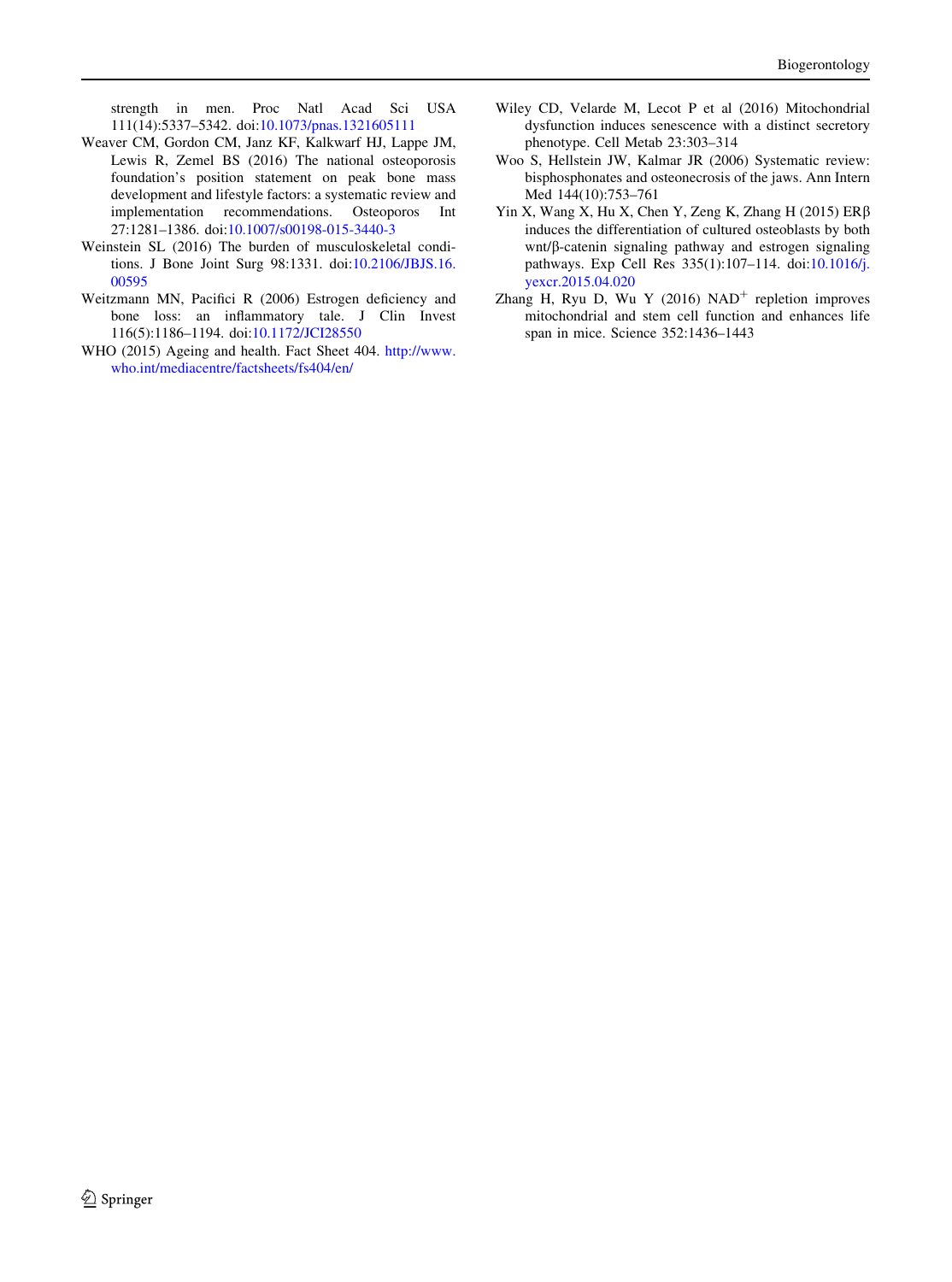strength in men. Proc Natl Acad Sci USA 111(14):5337–5342. doi:10.1073/pnas.1321605111

Weaver CM, Gordon CM, Janz KF, Kalkwarf HJ, Lappe JM, Lewis R, Zemel BS (2016) The national osteoporosis foundation's position statement on peak bone mass development and lifestyle factors: a systematic review and implementation recommendations. Osteoporos Int 27:1281–1386. doi:10.1007/s00198-015-3440-3

Weinstein SL (2016) The burden of musculoskeletal conditions. J Bone Joint Surg 98:1331. doi:10.2106/JBJS.16.00595

Weitzmann MN, Pacifici R (2006) Estrogen deficiency and bone loss: an inflammatory tale. J Clin Invest 116(5):1186–1194. doi:10.1172/JCI28550

WHO (2015) Ageing and health. Fact Sheet 404. http://www.who.int/mediacentre/factsheets/fs404/en/

Wiley CD, Velarde M, Lecot P et al (2016) Mitochondrial dysfunction induces senescence with a distinct secretory phenotype. Cell Metab 23:303–314

Woo S, Hellstein JW, Kalmar JR (2006) Systematic review: bisphosphonates and osteonecrosis of the jaws. Ann Intern Med 144(10):753–761

Yin X, Wang X, Hu X, Chen Y, Zeng K, Zhang H (2015) ERβ induces the differentiation of cultured osteoblasts by both wnt/β-catenin signaling pathway and estrogen signaling pathways. Exp Cell Res 335(1):107–114. doi:10.1016/j.yexcr.2015.04.020

Zhang H, Ryu D, Wu Y (2016) $NAD^+$ repletion improves mitochondrial and stem cell function and enhances life span in mice. Science 352:1436–1443